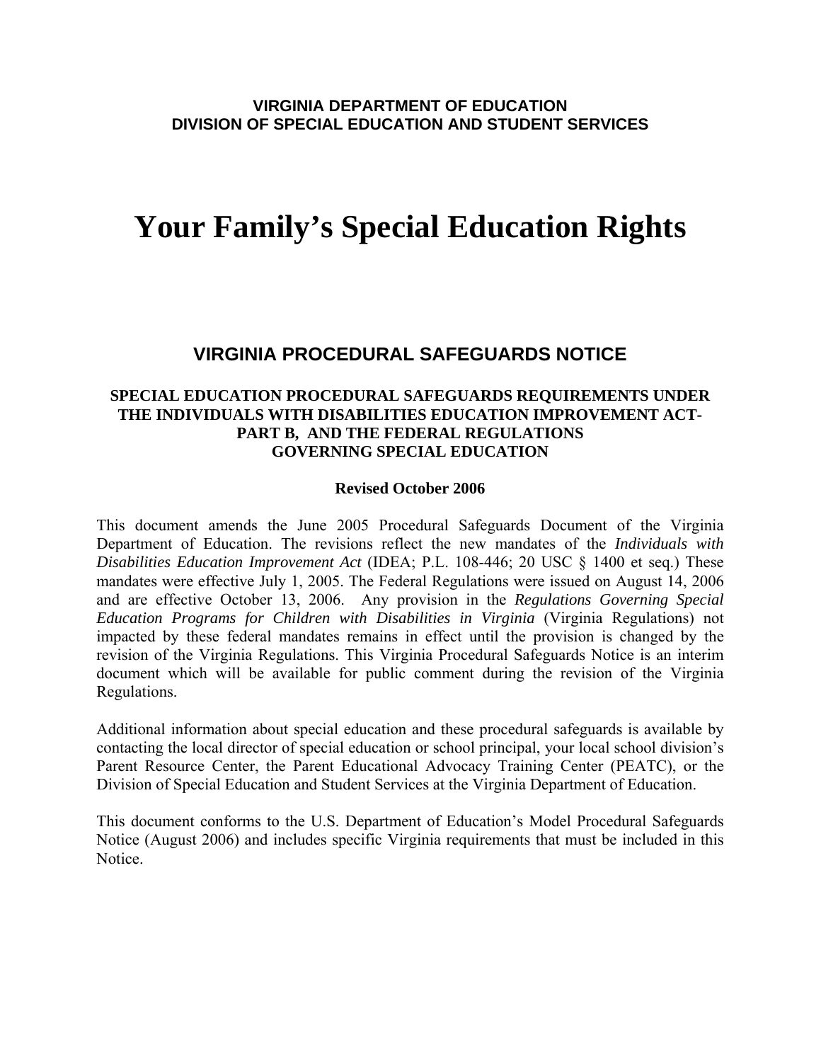**VIRGINIA DEPARTMENT OF EDUCATION**
**DIVISION OF SPECIAL EDUCATION AND STUDENT SERVICES**

# Your Family's Special Education Rights

## VIRGINIA PROCEDURAL SAFEGUARDS NOTICE

### SPECIAL EDUCATION PROCEDURAL SAFEGUARDS REQUIREMENTS UNDER THE INDIVIDUALS WITH DISABILITIES EDUCATION IMPROVEMENT ACT-PART B, AND THE FEDERAL REGULATIONS GOVERNING SPECIAL EDUCATION

**Revised October 2006**

This document amends the June 2005 Procedural Safeguards Document of the Virginia Department of Education. The revisions reflect the new mandates of the *Individuals with Disabilities Education Improvement Act* (IDEA; P.L. 108-446; 20 USC § 1400 et seq.) These mandates were effective July 1, 2005. The Federal Regulations were issued on August 14, 2006 and are effective October 13, 2006. Any provision in the *Regulations Governing Special Education Programs for Children with Disabilities in Virginia* (Virginia Regulations) not impacted by these federal mandates remains in effect until the provision is changed by the revision of the Virginia Regulations. This Virginia Procedural Safeguards Notice is an interim document which will be available for public comment during the revision of the Virginia Regulations.

Additional information about special education and these procedural safeguards is available by contacting the local director of special education or school principal, your local school division's Parent Resource Center, the Parent Educational Advocacy Training Center (PEATC), or the Division of Special Education and Student Services at the Virginia Department of Education.

This document conforms to the U.S. Department of Education's Model Procedural Safeguards Notice (August 2006) and includes specific Virginia requirements that must be included in this Notice.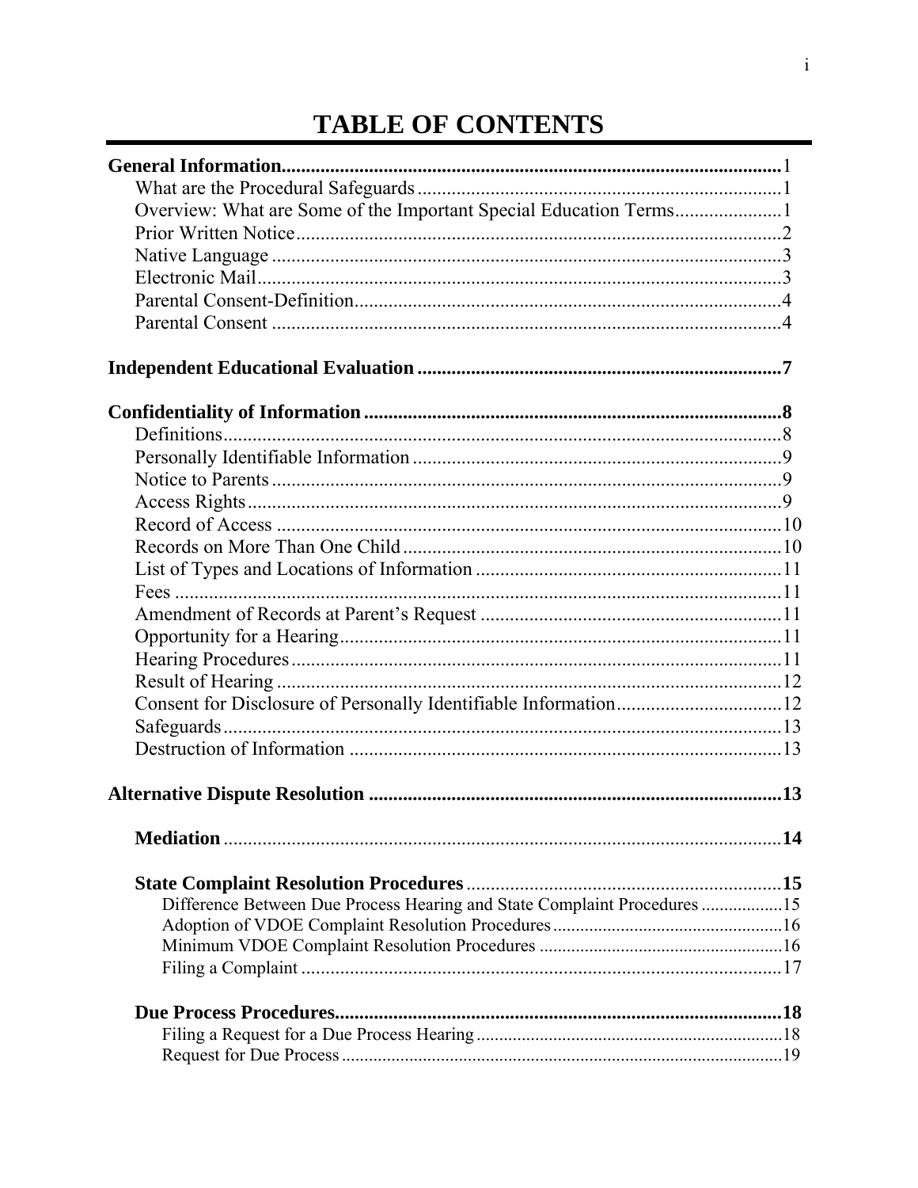# TABLE OF CONTENTS

**General Information** ........ 1
- What are the Procedural Safeguards ........ 1
- Overview: What are Some of the Important Special Education Terms ........ 1
- Prior Written Notice ........ 2
- Native Language ........ 3
- Electronic Mail ........ 3
- Parental Consent-Definition ........ 4
- Parental Consent ........ 4

**Independent Educational Evaluation** ........ 7

**Confidentiality of Information** ........ 8
- Definitions ........ 8
- Personally Identifiable Information ........ 9
- Notice to Parents ........ 9
- Access Rights ........ 9
- Record of Access ........ 10
- Records on More Than One Child ........ 10
- List of Types and Locations of Information ........ 11
- Fees ........ 11
- Amendment of Records at Parent's Request ........ 11
- Opportunity for a Hearing ........ 11
- Hearing Procedures ........ 11
- Result of Hearing ........ 12
- Consent for Disclosure of Personally Identifiable Information ........ 12
- Safeguards ........ 13
- Destruction of Information ........ 13

**Alternative Dispute Resolution** ........ 13

- **Mediation** ........ 14

- **State Complaint Resolution Procedures** ........ 15
  - Difference Between Due Process Hearing and State Complaint Procedures ........ 15
  - Adoption of VDOE Complaint Resolution Procedures ........ 16
  - Minimum VDOE Complaint Resolution Procedures ........ 16
  - Filing a Complaint ........ 17

- **Due Process Procedures** ........ 18
  - Filing a Request for a Due Process Hearing ........ 18
  - Request for Due Process ........ 19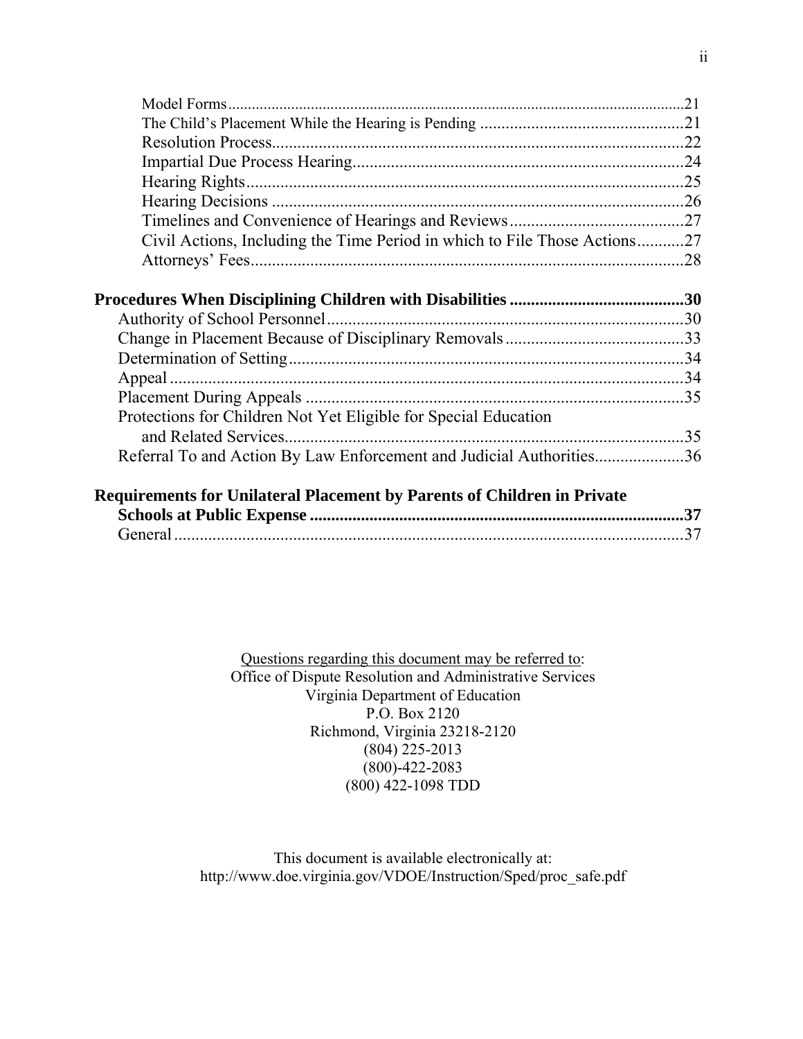Model Forms ..... 21
The Child's Placement While the Hearing is Pending ..... 21
Resolution Process ..... 22
Impartial Due Process Hearing ..... 24
Hearing Rights ..... 25
Hearing Decisions ..... 26
Timelines and Convenience of Hearings and Reviews ..... 27
Civil Actions, Including the Time Period in which to File Those Actions ..... 27
Attorneys' Fees ..... 28

**Procedures When Disciplining Children with Disabilities ..... 30**
Authority of School Personnel ..... 30
Change in Placement Because of Disciplinary Removals ..... 33
Determination of Setting ..... 34
Appeal ..... 34
Placement During Appeals ..... 35
Protections for Children Not Yet Eligible for Special Education and Related Services ..... 35
Referral To and Action By Law Enforcement and Judicial Authorities ..... 36

**Requirements for Unilateral Placement by Parents of Children in Private Schools at Public Expense ..... 37**
General ..... 37

<u>Questions regarding this document may be referred to</u>:
Office of Dispute Resolution and Administrative Services
Virginia Department of Education
P.O. Box 2120
Richmond, Virginia 23218-2120
(804) 225-2013
(800)-422-2083
(800) 422-1098 TDD

This document is available electronically at:
http://www.doe.virginia.gov/VDOE/Instruction/Sped/proc_safe.pdf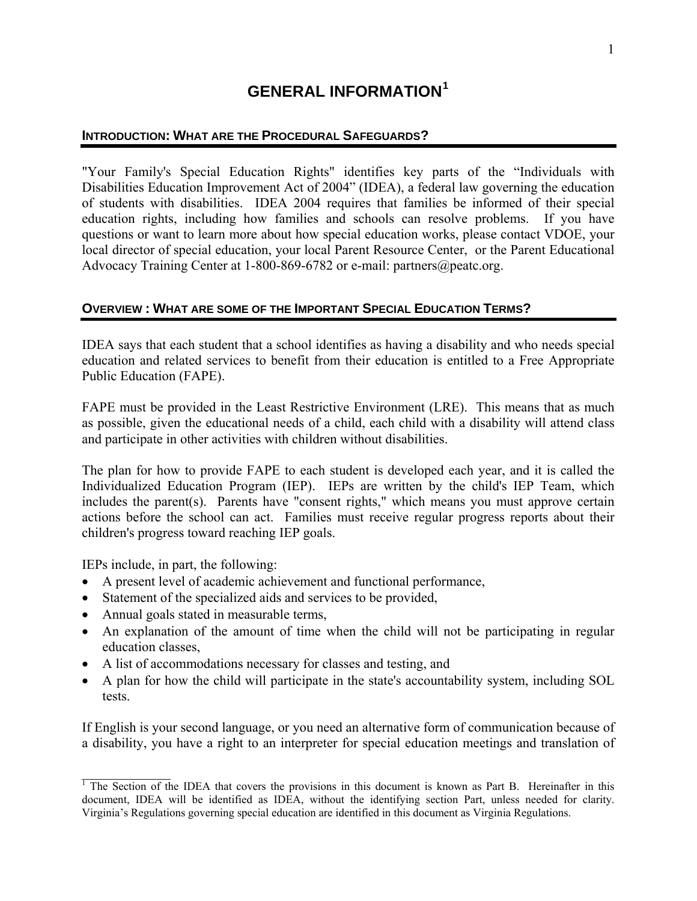# GENERAL INFORMATION[1]

## INTRODUCTION: WHAT ARE THE PROCEDURAL SAFEGUARDS?

"Your Family's Special Education Rights" identifies key parts of the "Individuals with Disabilities Education Improvement Act of 2004" (IDEA), a federal law governing the education of students with disabilities. IDEA 2004 requires that families be informed of their special education rights, including how families and schools can resolve problems. If you have questions or want to learn more about how special education works, please contact VDOE, your local director of special education, your local Parent Resource Center, or the Parent Educational Advocacy Training Center at 1-800-869-6782 or e-mail: partners@peatc.org.

## OVERVIEW : WHAT ARE SOME OF THE IMPORTANT SPECIAL EDUCATION TERMS?

IDEA says that each student that a school identifies as having a disability and who needs special education and related services to benefit from their education is entitled to a Free Appropriate Public Education (FAPE).

FAPE must be provided in the Least Restrictive Environment (LRE). This means that as much as possible, given the educational needs of a child, each child with a disability will attend class and participate in other activities with children without disabilities.

The plan for how to provide FAPE to each student is developed each year, and it is called the Individualized Education Program (IEP). IEPs are written by the child's IEP Team, which includes the parent(s). Parents have "consent rights," which means you must approve certain actions before the school can act. Families must receive regular progress reports about their children's progress toward reaching IEP goals.

IEPs include, in part, the following:

- A present level of academic achievement and functional performance,
- Statement of the specialized aids and services to be provided,
- Annual goals stated in measurable terms,
- An explanation of the amount of time when the child will not be participating in regular education classes,
- A list of accommodations necessary for classes and testing, and
- A plan for how the child will participate in the state's accountability system, including SOL tests.

If English is your second language, or you need an alternative form of communication because of a disability, you have a right to an interpreter for special education meetings and translation of

[1] The Section of the IDEA that covers the provisions in this document is known as Part B. Hereinafter in this document, IDEA will be identified as IDEA, without the identifying section Part, unless needed for clarity. Virginia's Regulations governing special education are identified in this document as Virginia Regulations.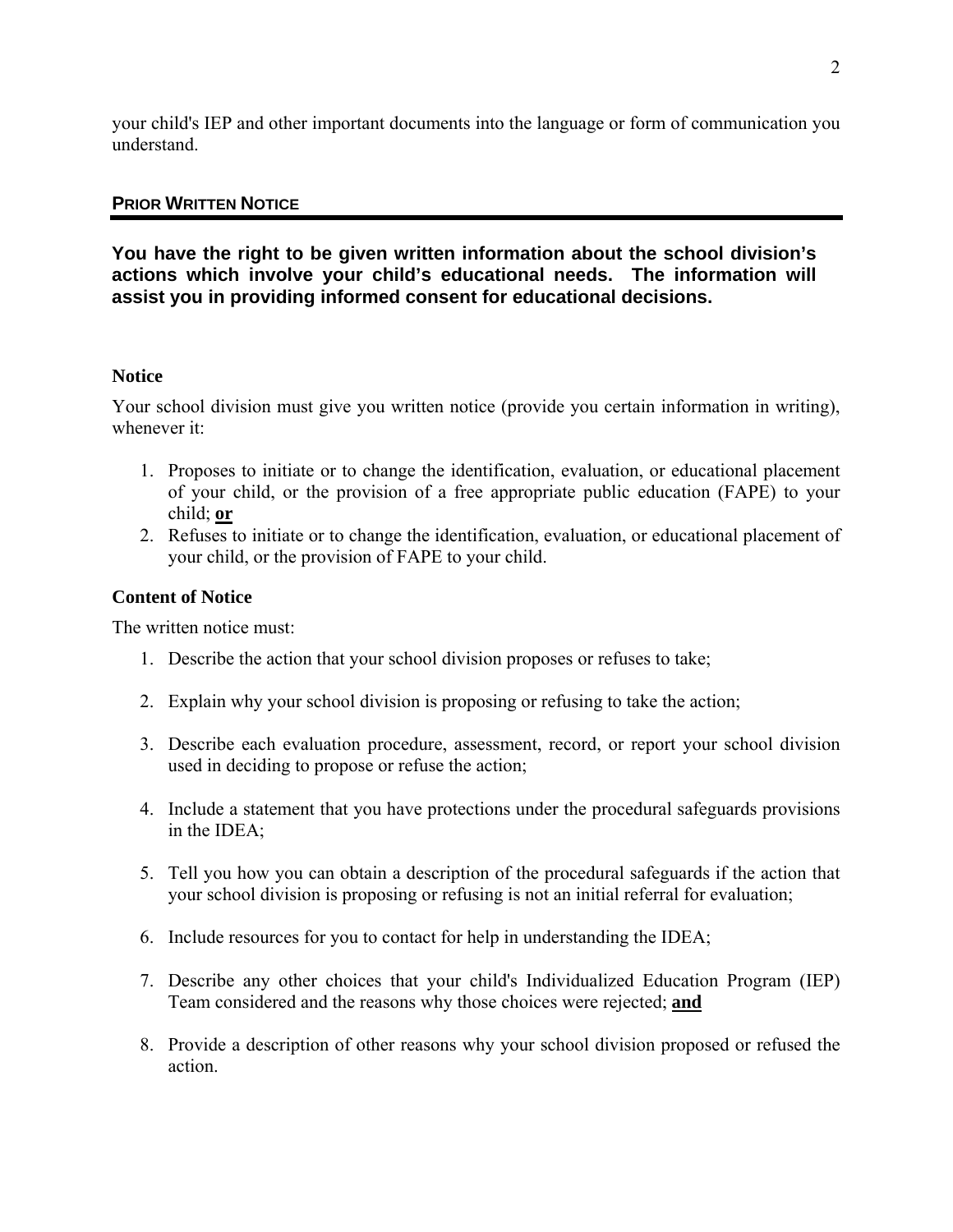your child's IEP and other important documents into the language or form of communication you understand.

## PRIOR WRITTEN NOTICE

**You have the right to be given written information about the school division's actions which involve your child's educational needs. The information will assist you in providing informed consent for educational decisions.**

### Notice

Your school division must give you written notice (provide you certain information in writing), whenever it:

1. Proposes to initiate or to change the identification, evaluation, or educational placement of your child, or the provision of a free appropriate public education (FAPE) to your child; **or**
2. Refuses to initiate or to change the identification, evaluation, or educational placement of your child, or the provision of FAPE to your child.

### Content of Notice

The written notice must:

1. Describe the action that your school division proposes or refuses to take;

2. Explain why your school division is proposing or refusing to take the action;

3. Describe each evaluation procedure, assessment, record, or report your school division used in deciding to propose or refuse the action;

4. Include a statement that you have protections under the procedural safeguards provisions in the IDEA;

5. Tell you how you can obtain a description of the procedural safeguards if the action that your school division is proposing or refusing is not an initial referral for evaluation;

6. Include resources for you to contact for help in understanding the IDEA;

7. Describe any other choices that your child's Individualized Education Program (IEP) Team considered and the reasons why those choices were rejected; **and**

8. Provide a description of other reasons why your school division proposed or refused the action.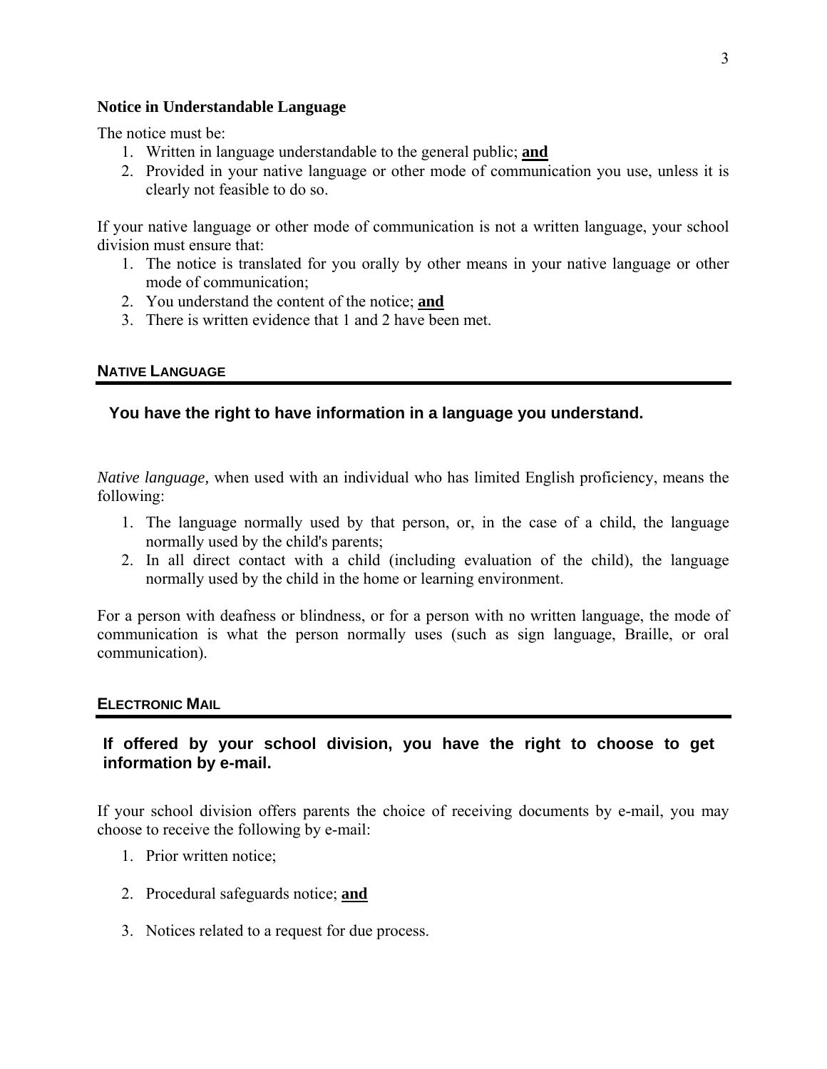### Notice in Understandable Language

The notice must be:

1. Written in language understandable to the general public; **and**
2. Provided in your native language or other mode of communication you use, unless it is clearly not feasible to do so.

If your native language or other mode of communication is not a written language, your school division must ensure that:

1. The notice is translated for you orally by other means in your native language or other mode of communication;
2. You understand the content of the notice; **and**
3. There is written evidence that 1 and 2 have been met.

## NATIVE LANGUAGE

**You have the right to have information in a language you understand.**

*Native language,* when used with an individual who has limited English proficiency, means the following:

1. The language normally used by that person, or, in the case of a child, the language normally used by the child's parents;
2. In all direct contact with a child (including evaluation of the child), the language normally used by the child in the home or learning environment.

For a person with deafness or blindness, or for a person with no written language, the mode of communication is what the person normally uses (such as sign language, Braille, or oral communication).

## ELECTRONIC MAIL

**If offered by your school division, you have the right to choose to get information by e-mail.**

If your school division offers parents the choice of receiving documents by e-mail, you may choose to receive the following by e-mail:

1. Prior written notice;
2. Procedural safeguards notice; **and**
3. Notices related to a request for due process.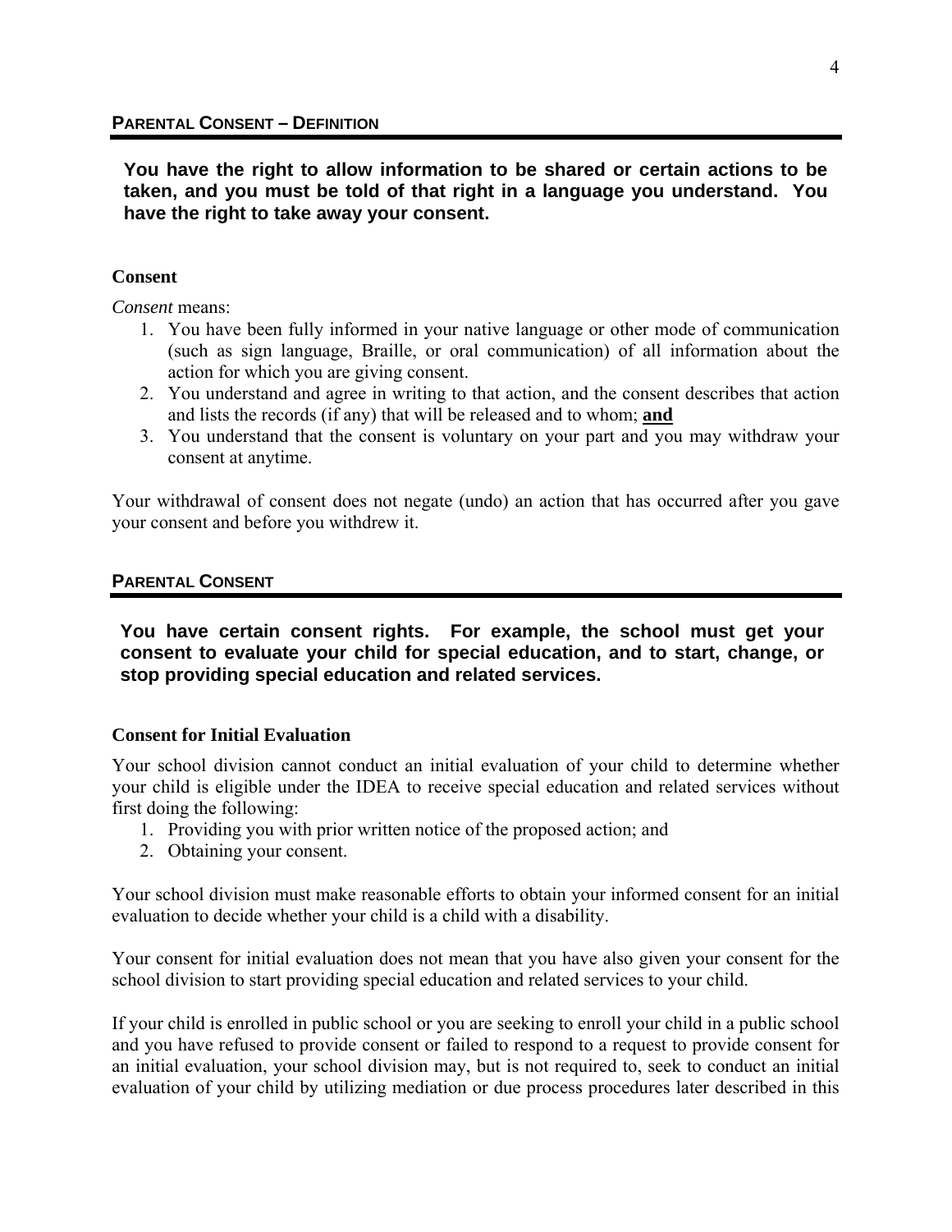## PARENTAL CONSENT – DEFINITION

**You have the right to allow information to be shared or certain actions to be taken, and you must be told of that right in a language you understand. You have the right to take away your consent.**

### Consent

*Consent* means:

1. You have been fully informed in your native language or other mode of communication (such as sign language, Braille, or oral communication) of all information about the action for which you are giving consent.
2. You understand and agree in writing to that action, and the consent describes that action and lists the records (if any) that will be released and to whom; **and**
3. You understand that the consent is voluntary on your part and you may withdraw your consent at anytime.

Your withdrawal of consent does not negate (undo) an action that has occurred after you gave your consent and before you withdrew it.

## PARENTAL CONSENT

**You have certain consent rights. For example, the school must get your consent to evaluate your child for special education, and to start, change, or stop providing special education and related services.**

### Consent for Initial Evaluation

Your school division cannot conduct an initial evaluation of your child to determine whether your child is eligible under the IDEA to receive special education and related services without first doing the following:

1. Providing you with prior written notice of the proposed action; and
2. Obtaining your consent.

Your school division must make reasonable efforts to obtain your informed consent for an initial evaluation to decide whether your child is a child with a disability.

Your consent for initial evaluation does not mean that you have also given your consent for the school division to start providing special education and related services to your child.

If your child is enrolled in public school or you are seeking to enroll your child in a public school and you have refused to provide consent or failed to respond to a request to provide consent for an initial evaluation, your school division may, but is not required to, seek to conduct an initial evaluation of your child by utilizing mediation or due process procedures later described in this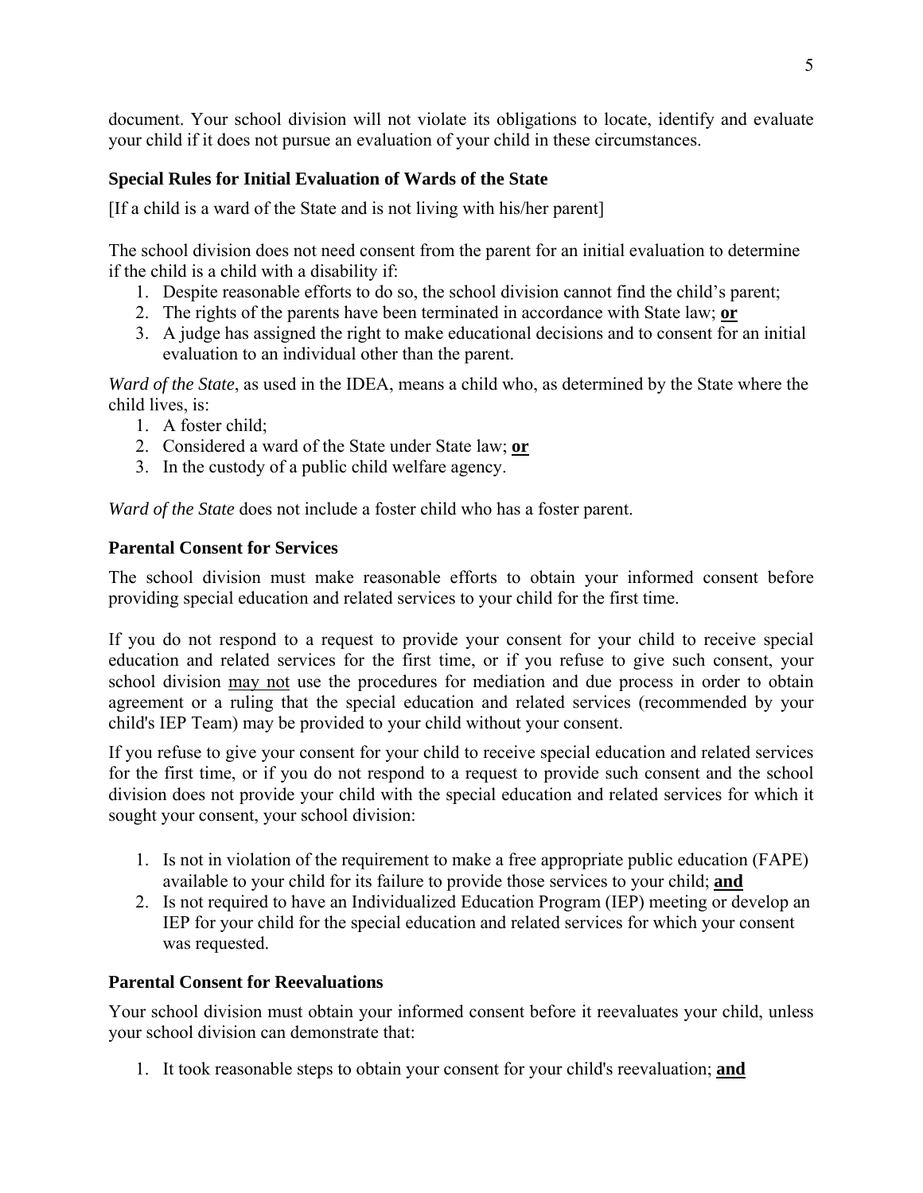document. Your school division will not violate its obligations to locate, identify and evaluate your child if it does not pursue an evaluation of your child in these circumstances.

### Special Rules for Initial Evaluation of Wards of the State

[If a child is a ward of the State and is not living with his/her parent]

The school division does not need consent from the parent for an initial evaluation to determine if the child is a child with a disability if:

1. Despite reasonable efforts to do so, the school division cannot find the child's parent;
2. The rights of the parents have been terminated in accordance with State law; **<u>or</u>**
3. A judge has assigned the right to make educational decisions and to consent for an initial evaluation to an individual other than the parent.

*Ward of the State*, as used in the IDEA, means a child who, as determined by the State where the child lives, is:

1. A foster child;
2. Considered a ward of the State under State law; **<u>or</u>**
3. In the custody of a public child welfare agency.

*Ward of the State* does not include a foster child who has a foster parent.

### Parental Consent for Services

The school division must make reasonable efforts to obtain your informed consent before providing special education and related services to your child for the first time.

If you do not respond to a request to provide your consent for your child to receive special education and related services for the first time, or if you refuse to give such consent, your school division <u>may not</u> use the procedures for mediation and due process in order to obtain agreement or a ruling that the special education and related services (recommended by your child's IEP Team) may be provided to your child without your consent.

If you refuse to give your consent for your child to receive special education and related services for the first time, or if you do not respond to a request to provide such consent and the school division does not provide your child with the special education and related services for which it sought your consent, your school division:

1. Is not in violation of the requirement to make a free appropriate public education (FAPE) available to your child for its failure to provide those services to your child; **<u>and</u>**
2. Is not required to have an Individualized Education Program (IEP) meeting or develop an IEP for your child for the special education and related services for which your consent was requested.

### Parental Consent for Reevaluations

Your school division must obtain your informed consent before it reevaluates your child, unless your school division can demonstrate that:

1. It took reasonable steps to obtain your consent for your child's reevaluation; **<u>and</u>**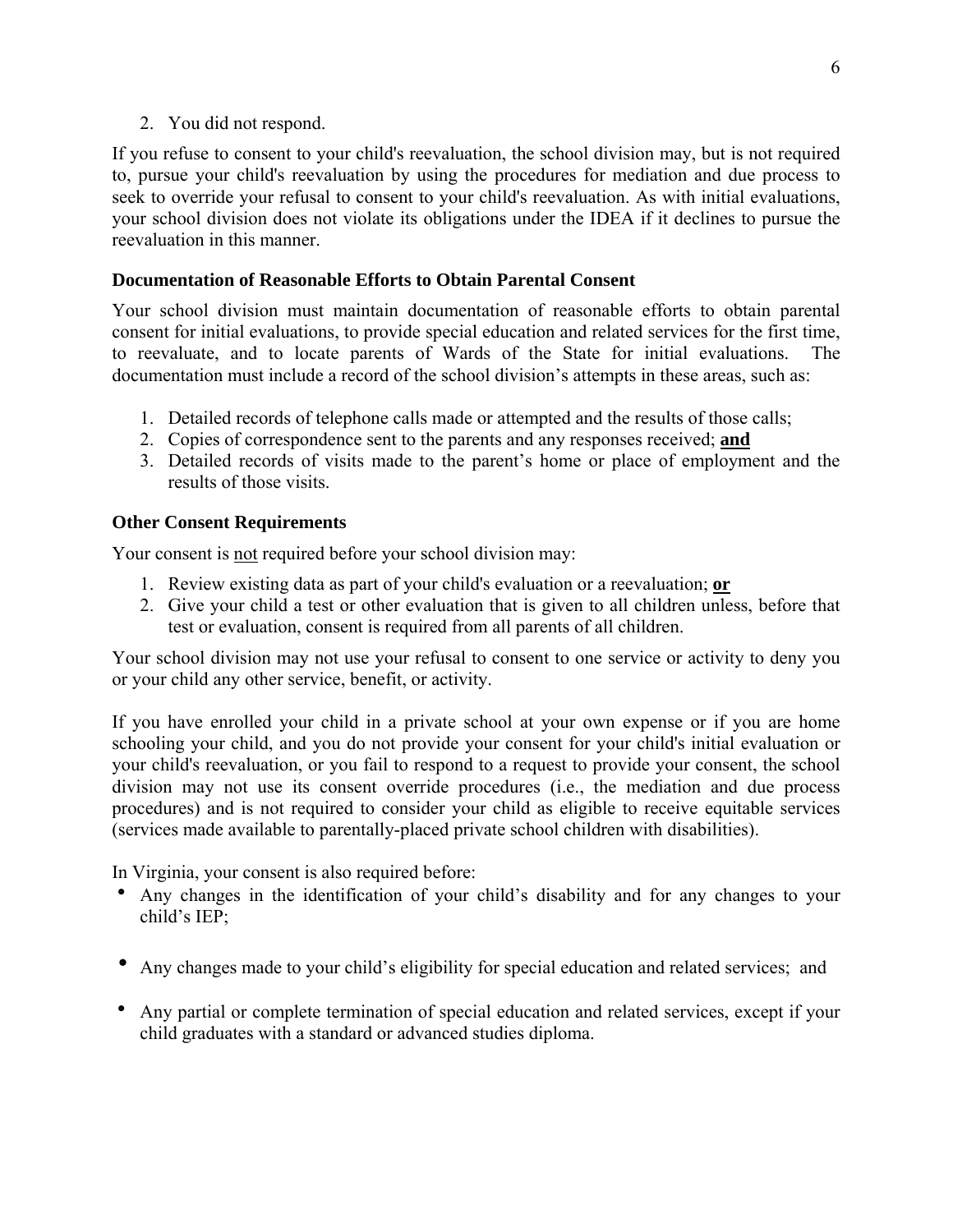2. You did not respond.

If you refuse to consent to your child's reevaluation, the school division may, but is not required to, pursue your child's reevaluation by using the procedures for mediation and due process to seek to override your refusal to consent to your child's reevaluation. As with initial evaluations, your school division does not violate its obligations under the IDEA if it declines to pursue the reevaluation in this manner.

### Documentation of Reasonable Efforts to Obtain Parental Consent

Your school division must maintain documentation of reasonable efforts to obtain parental consent for initial evaluations, to provide special education and related services for the first time, to reevaluate, and to locate parents of Wards of the State for initial evaluations. The documentation must include a record of the school division's attempts in these areas, such as:

1. Detailed records of telephone calls made or attempted and the results of those calls;
2. Copies of correspondence sent to the parents and any responses received; **<u>and</u>**
3. Detailed records of visits made to the parent's home or place of employment and the results of those visits.

### Other Consent Requirements

Your consent is <u>not</u> required before your school division may:

1. Review existing data as part of your child's evaluation or a reevaluation; **<u>or</u>**
2. Give your child a test or other evaluation that is given to all children unless, before that test or evaluation, consent is required from all parents of all children.

Your school division may not use your refusal to consent to one service or activity to deny you or your child any other service, benefit, or activity.

If you have enrolled your child in a private school at your own expense or if you are home schooling your child, and you do not provide your consent for your child's initial evaluation or your child's reevaluation, or you fail to respond to a request to provide your consent, the school division may not use its consent override procedures (i.e., the mediation and due process procedures) and is not required to consider your child as eligible to receive equitable services (services made available to parentally-placed private school children with disabilities).

In Virginia, your consent is also required before:

- Any changes in the identification of your child's disability and for any changes to your child's IEP;
- Any changes made to your child's eligibility for special education and related services; and
- Any partial or complete termination of special education and related services, except if your child graduates with a standard or advanced studies diploma.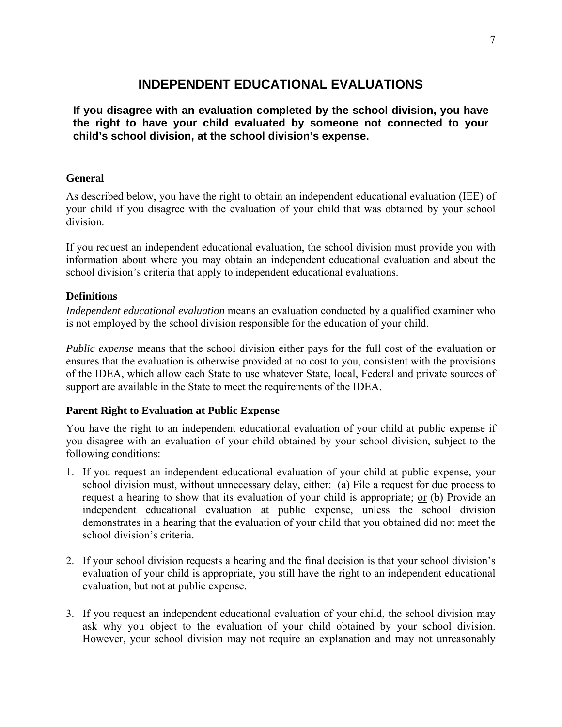# INDEPENDENT EDUCATIONAL EVALUATIONS

**If you disagree with an evaluation completed by the school division, you have the right to have your child evaluated by someone not connected to your child's school division, at the school division's expense.**

### General

As described below, you have the right to obtain an independent educational evaluation (IEE) of your child if you disagree with the evaluation of your child that was obtained by your school division.

If you request an independent educational evaluation, the school division must provide you with information about where you may obtain an independent educational evaluation and about the school division's criteria that apply to independent educational evaluations.

### Definitions

*Independent educational evaluation* means an evaluation conducted by a qualified examiner who is not employed by the school division responsible for the education of your child.

*Public expense* means that the school division either pays for the full cost of the evaluation or ensures that the evaluation is otherwise provided at no cost to you, consistent with the provisions of the IDEA, which allow each State to use whatever State, local, Federal and private sources of support are available in the State to meet the requirements of the IDEA.

### Parent Right to Evaluation at Public Expense

You have the right to an independent educational evaluation of your child at public expense if you disagree with an evaluation of your child obtained by your school division, subject to the following conditions:

1. If you request an independent educational evaluation of your child at public expense, your school division must, without unnecessary delay, <u>either</u>: (a) File a request for due process to request a hearing to show that its evaluation of your child is appropriate; <u>or</u> (b) Provide an independent educational evaluation at public expense, unless the school division demonstrates in a hearing that the evaluation of your child that you obtained did not meet the school division's criteria.

2. If your school division requests a hearing and the final decision is that your school division's evaluation of your child is appropriate, you still have the right to an independent educational evaluation, but not at public expense.

3. If you request an independent educational evaluation of your child, the school division may ask why you object to the evaluation of your child obtained by your school division. However, your school division may not require an explanation and may not unreasonably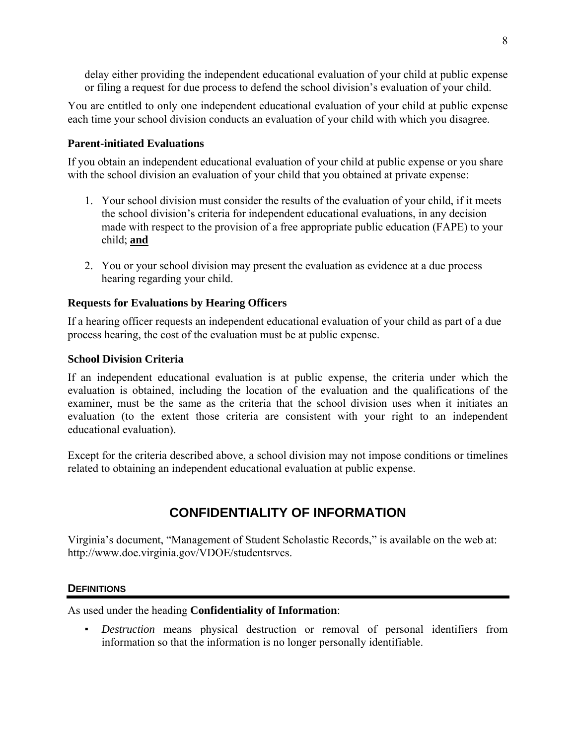delay either providing the independent educational evaluation of your child at public expense or filing a request for due process to defend the school division's evaluation of your child.

You are entitled to only one independent educational evaluation of your child at public expense each time your school division conducts an evaluation of your child with which you disagree.

### Parent-initiated Evaluations

If you obtain an independent educational evaluation of your child at public expense or you share with the school division an evaluation of your child that you obtained at private expense:

1. Your school division must consider the results of the evaluation of your child, if it meets the school division's criteria for independent educational evaluations, in any decision made with respect to the provision of a free appropriate public education (FAPE) to your child; **and**

2. You or your school division may present the evaluation as evidence at a due process hearing regarding your child.

### Requests for Evaluations by Hearing Officers

If a hearing officer requests an independent educational evaluation of your child as part of a due process hearing, the cost of the evaluation must be at public expense.

### School Division Criteria

If an independent educational evaluation is at public expense, the criteria under which the evaluation is obtained, including the location of the evaluation and the qualifications of the examiner, must be the same as the criteria that the school division uses when it initiates an evaluation (to the extent those criteria are consistent with your right to an independent educational evaluation).

Except for the criteria described above, a school division may not impose conditions or timelines related to obtaining an independent educational evaluation at public expense.

## CONFIDENTIALITY OF INFORMATION

Virginia's document, "Management of Student Scholastic Records," is available on the web at: http://www.doe.virginia.gov/VDOE/studentsrvcs.

### DEFINITIONS

As used under the heading **Confidentiality of Information**:

- *Destruction* means physical destruction or removal of personal identifiers from information so that the information is no longer personally identifiable.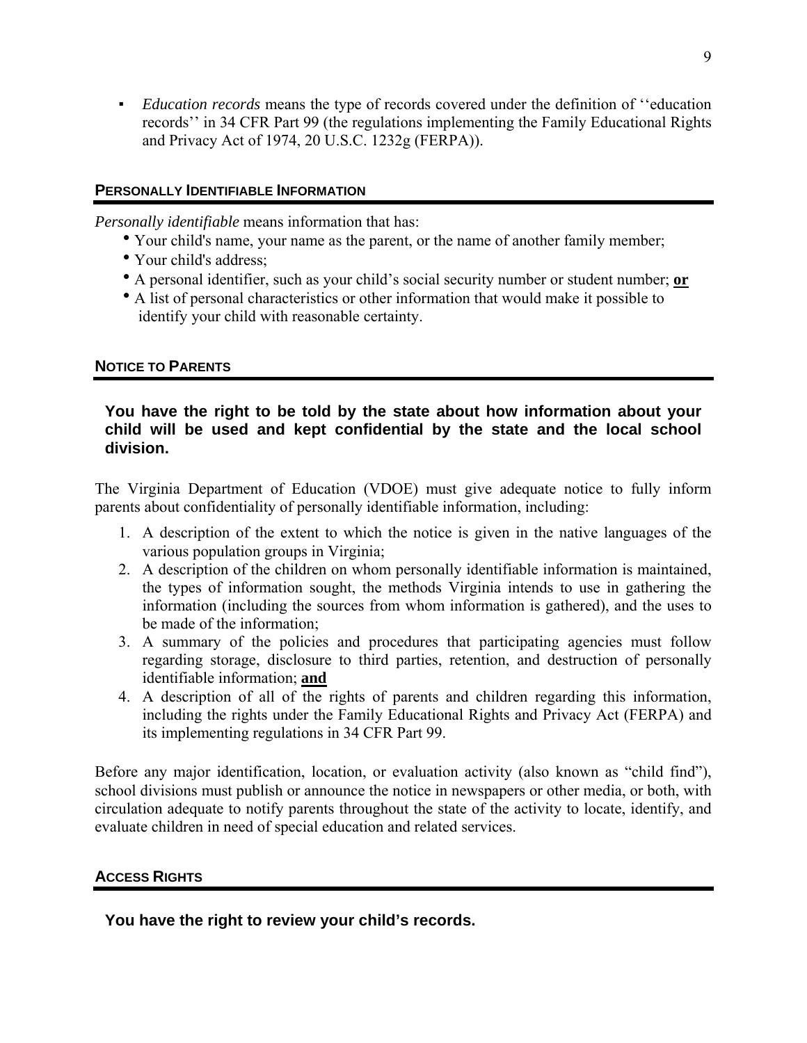- *Education records* means the type of records covered under the definition of ''education records'' in 34 CFR Part 99 (the regulations implementing the Family Educational Rights and Privacy Act of 1974, 20 U.S.C. 1232g (FERPA)).

## PERSONALLY IDENTIFIABLE INFORMATION

*Personally identifiable* means information that has:

- Your child's name, your name as the parent, or the name of another family member;
- Your child's address;
- A personal identifier, such as your child's social security number or student number; **or**
- A list of personal characteristics or other information that would make it possible to identify your child with reasonable certainty.

## NOTICE TO PARENTS

**You have the right to be told by the state about how information about your child will be used and kept confidential by the state and the local school division.**

The Virginia Department of Education (VDOE) must give adequate notice to fully inform parents about confidentiality of personally identifiable information, including:

1. A description of the extent to which the notice is given in the native languages of the various population groups in Virginia;
2. A description of the children on whom personally identifiable information is maintained, the types of information sought, the methods Virginia intends to use in gathering the information (including the sources from whom information is gathered), and the uses to be made of the information;
3. A summary of the policies and procedures that participating agencies must follow regarding storage, disclosure to third parties, retention, and destruction of personally identifiable information; **and**
4. A description of all of the rights of parents and children regarding this information, including the rights under the Family Educational Rights and Privacy Act (FERPA) and its implementing regulations in 34 CFR Part 99.

Before any major identification, location, or evaluation activity (also known as "child find"), school divisions must publish or announce the notice in newspapers or other media, or both, with circulation adequate to notify parents throughout the state of the activity to locate, identify, and evaluate children in need of special education and related services.

## ACCESS RIGHTS

**You have the right to review your child's records.**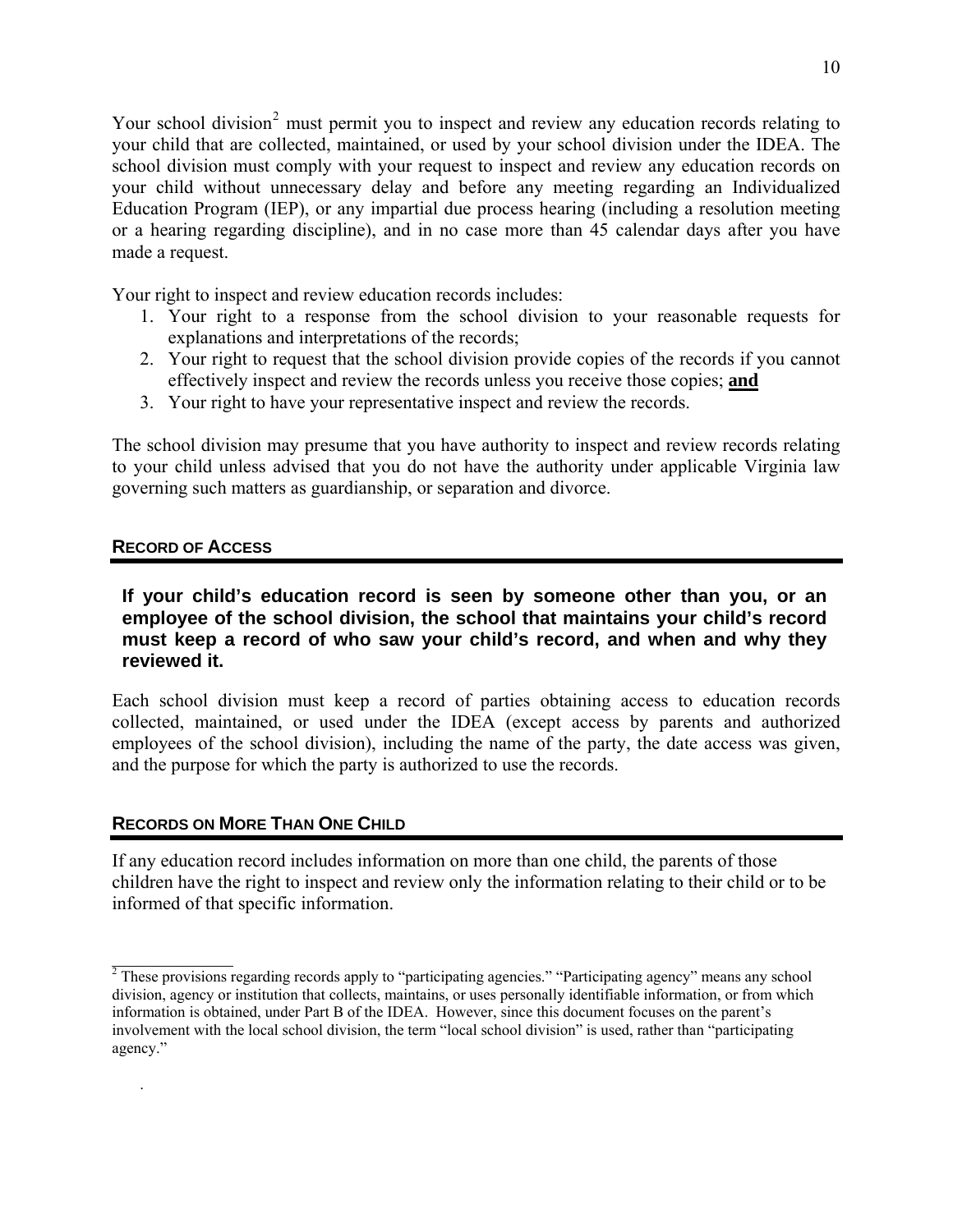Your school division[2] must permit you to inspect and review any education records relating to your child that are collected, maintained, or used by your school division under the IDEA. The school division must comply with your request to inspect and review any education records on your child without unnecessary delay and before any meeting regarding an Individualized Education Program (IEP), or any impartial due process hearing (including a resolution meeting or a hearing regarding discipline), and in no case more than 45 calendar days after you have made a request.

Your right to inspect and review education records includes:

1. Your right to a response from the school division to your reasonable requests for explanations and interpretations of the records;
2. Your right to request that the school division provide copies of the records if you cannot effectively inspect and review the records unless you receive those copies; **and**
3. Your right to have your representative inspect and review the records.

The school division may presume that you have authority to inspect and review records relating to your child unless advised that you do not have the authority under applicable Virginia law governing such matters as guardianship, or separation and divorce.

## RECORD OF ACCESS

**If your child's education record is seen by someone other than you, or an employee of the school division, the school that maintains your child's record must keep a record of who saw your child's record, and when and why they reviewed it.**

Each school division must keep a record of parties obtaining access to education records collected, maintained, or used under the IDEA (except access by parents and authorized employees of the school division), including the name of the party, the date access was given, and the purpose for which the party is authorized to use the records.

## RECORDS ON MORE THAN ONE CHILD

If any education record includes information on more than one child, the parents of those children have the right to inspect and review only the information relating to their child or to be informed of that specific information.

---

[2] These provisions regarding records apply to "participating agencies." "Participating agency" means any school division, agency or institution that collects, maintains, or uses personally identifiable information, or from which information is obtained, under Part B of the IDEA. However, since this document focuses on the parent's involvement with the local school division, the term "local school division" is used, rather than "participating agency."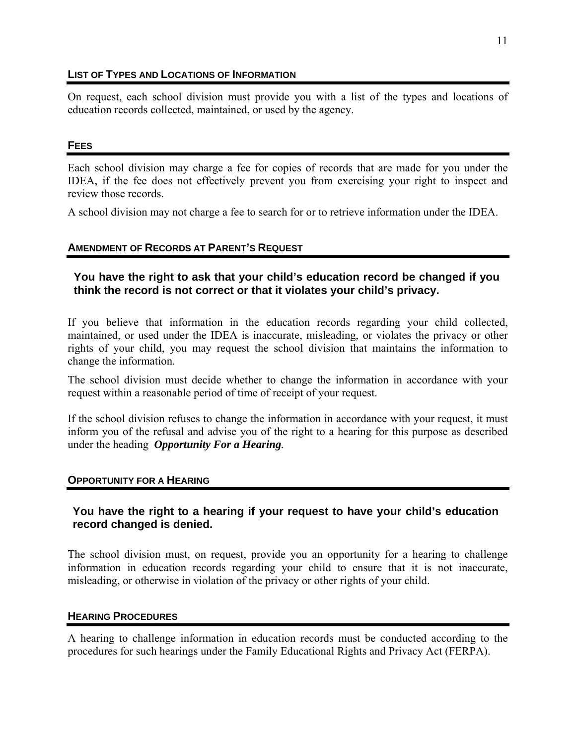## List of Types and Locations of Information

On request, each school division must provide you with a list of the types and locations of education records collected, maintained, or used by the agency.

## Fees

Each school division may charge a fee for copies of records that are made for you under the IDEA, if the fee does not effectively prevent you from exercising your right to inspect and review those records.

A school division may not charge a fee to search for or to retrieve information under the IDEA.

## Amendment of Records at Parent's Request

**You have the right to ask that your child's education record be changed if you think the record is not correct or that it violates your child's privacy.**

If you believe that information in the education records regarding your child collected, maintained, or used under the IDEA is inaccurate, misleading, or violates the privacy or other rights of your child, you may request the school division that maintains the information to change the information.

The school division must decide whether to change the information in accordance with your request within a reasonable period of time of receipt of your request.

If the school division refuses to change the information in accordance with your request, it must inform you of the refusal and advise you of the right to a hearing for this purpose as described under the heading ***Opportunity For a Hearing***.

## Opportunity for a Hearing

**You have the right to a hearing if your request to have your child's education record changed is denied.**

The school division must, on request, provide you an opportunity for a hearing to challenge information in education records regarding your child to ensure that it is not inaccurate, misleading, or otherwise in violation of the privacy or other rights of your child.

## Hearing Procedures

A hearing to challenge information in education records must be conducted according to the procedures for such hearings under the Family Educational Rights and Privacy Act (FERPA).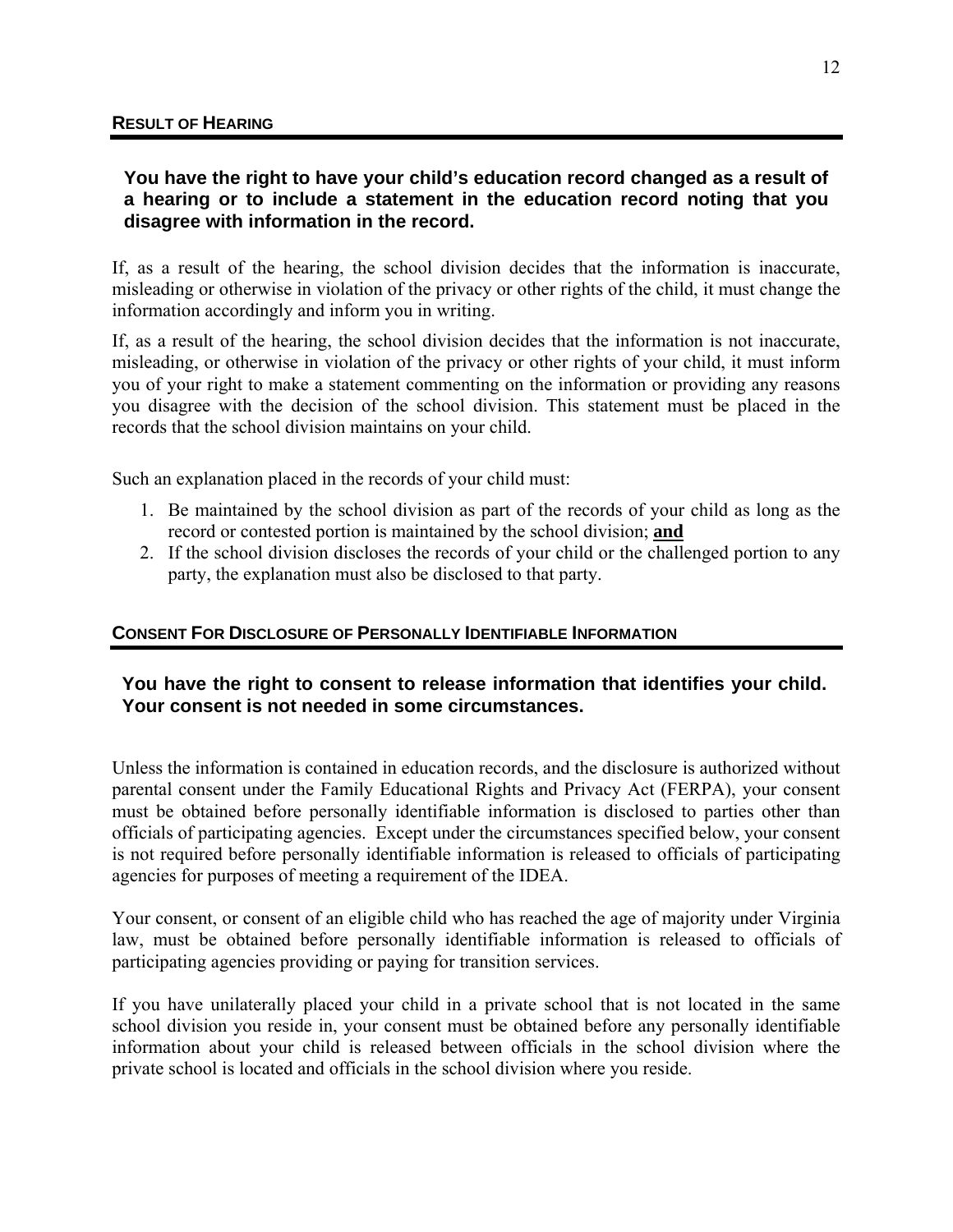## RESULT OF HEARING

**You have the right to have your child's education record changed as a result of a hearing or to include a statement in the education record noting that you disagree with information in the record.**

If, as a result of the hearing, the school division decides that the information is inaccurate, misleading or otherwise in violation of the privacy or other rights of the child, it must change the information accordingly and inform you in writing.

If, as a result of the hearing, the school division decides that the information is not inaccurate, misleading, or otherwise in violation of the privacy or other rights of your child, it must inform you of your right to make a statement commenting on the information or providing any reasons you disagree with the decision of the school division. This statement must be placed in the records that the school division maintains on your child.

Such an explanation placed in the records of your child must:

1. Be maintained by the school division as part of the records of your child as long as the record or contested portion is maintained by the school division; **and**
2. If the school division discloses the records of your child or the challenged portion to any party, the explanation must also be disclosed to that party.

## CONSENT FOR DISCLOSURE OF PERSONALLY IDENTIFIABLE INFORMATION

**You have the right to consent to release information that identifies your child. Your consent is not needed in some circumstances.**

Unless the information is contained in education records, and the disclosure is authorized without parental consent under the Family Educational Rights and Privacy Act (FERPA), your consent must be obtained before personally identifiable information is disclosed to parties other than officials of participating agencies. Except under the circumstances specified below, your consent is not required before personally identifiable information is released to officials of participating agencies for purposes of meeting a requirement of the IDEA.

Your consent, or consent of an eligible child who has reached the age of majority under Virginia law, must be obtained before personally identifiable information is released to officials of participating agencies providing or paying for transition services.

If you have unilaterally placed your child in a private school that is not located in the same school division you reside in, your consent must be obtained before any personally identifiable information about your child is released between officials in the school division where the private school is located and officials in the school division where you reside.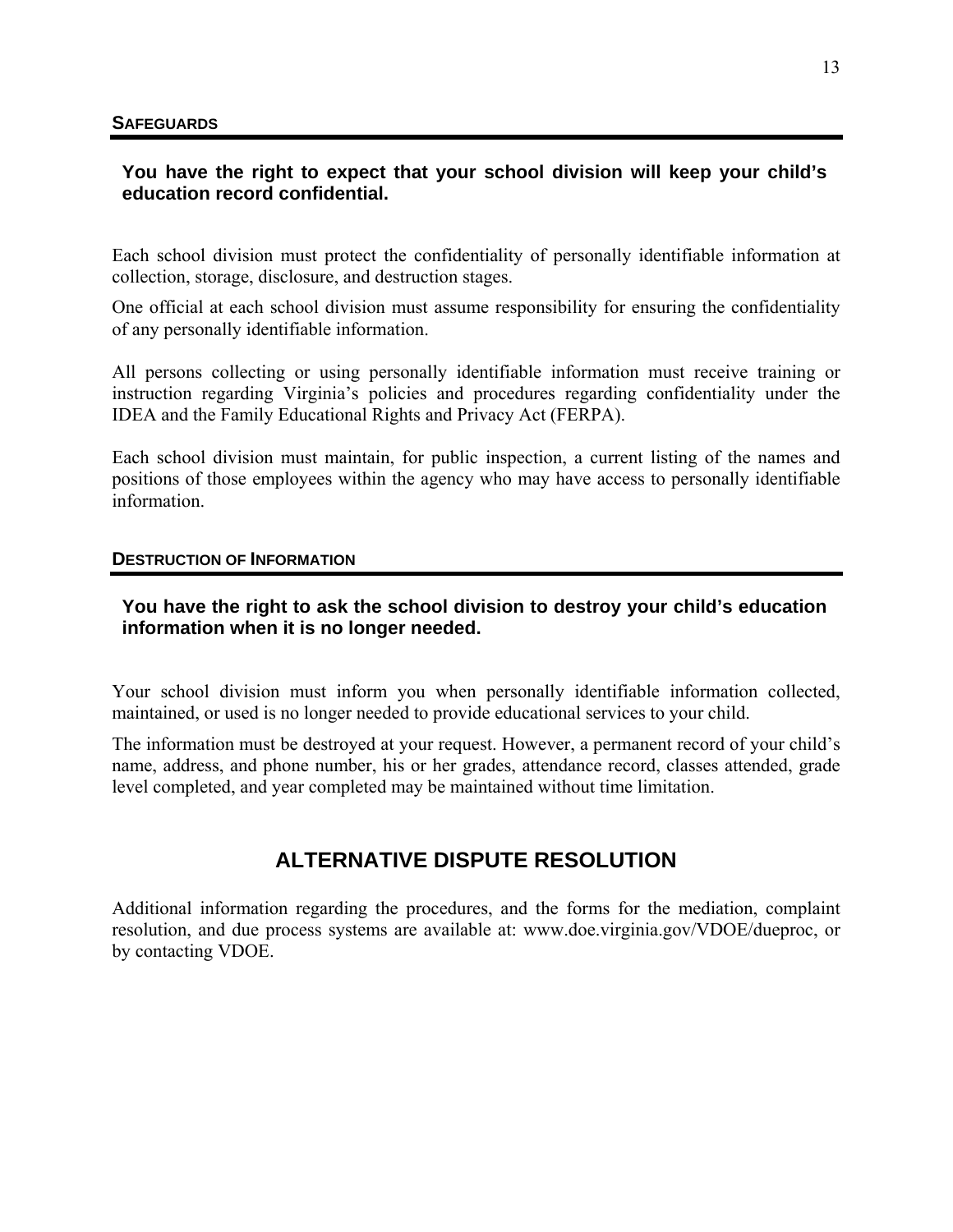## SAFEGUARDS

**You have the right to expect that your school division will keep your child's education record confidential.**

Each school division must protect the confidentiality of personally identifiable information at collection, storage, disclosure, and destruction stages.

One official at each school division must assume responsibility for ensuring the confidentiality of any personally identifiable information.

All persons collecting or using personally identifiable information must receive training or instruction regarding Virginia's policies and procedures regarding confidentiality under the IDEA and the Family Educational Rights and Privacy Act (FERPA).

Each school division must maintain, for public inspection, a current listing of the names and positions of those employees within the agency who may have access to personally identifiable information.

## DESTRUCTION OF INFORMATION

**You have the right to ask the school division to destroy your child's education information when it is no longer needed.**

Your school division must inform you when personally identifiable information collected, maintained, or used is no longer needed to provide educational services to your child.

The information must be destroyed at your request. However, a permanent record of your child's name, address, and phone number, his or her grades, attendance record, classes attended, grade level completed, and year completed may be maintained without time limitation.

# ALTERNATIVE DISPUTE RESOLUTION

Additional information regarding the procedures, and the forms for the mediation, complaint resolution, and due process systems are available at: www.doe.virginia.gov/VDOE/dueproc, or by contacting VDOE.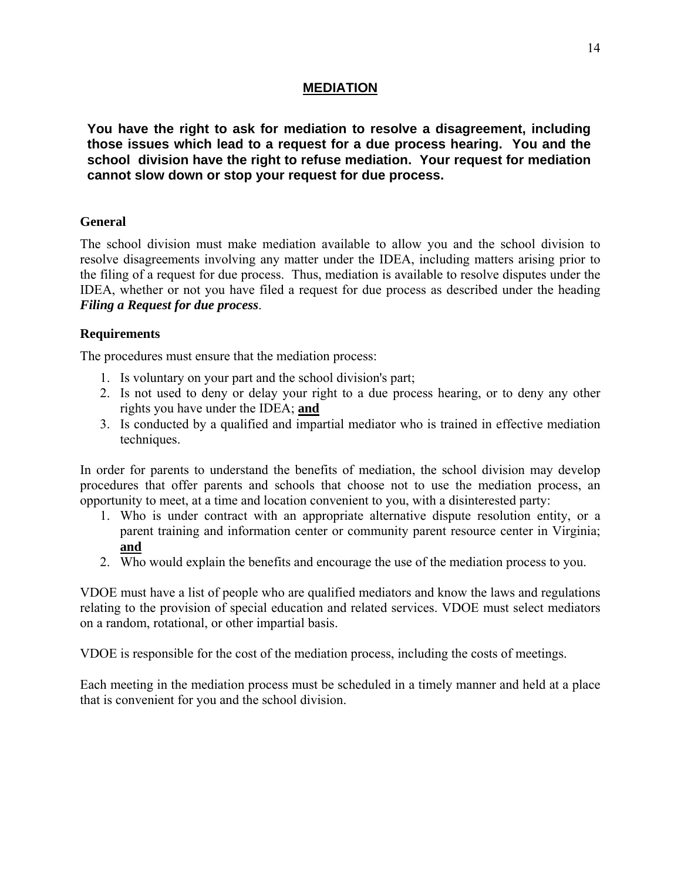## MEDIATION

**You have the right to ask for mediation to resolve a disagreement, including those issues which lead to a request for a due process hearing. You and the school division have the right to refuse mediation. Your request for mediation cannot slow down or stop your request for due process.**

### General

The school division must make mediation available to allow you and the school division to resolve disagreements involving any matter under the IDEA, including matters arising prior to the filing of a request for due process. Thus, mediation is available to resolve disputes under the IDEA, whether or not you have filed a request for due process as described under the heading ***Filing a Request for due process***.

### Requirements

The procedures must ensure that the mediation process:

1. Is voluntary on your part and the school division's part;
2. Is not used to deny or delay your right to a due process hearing, or to deny any other rights you have under the IDEA; **and**
3. Is conducted by a qualified and impartial mediator who is trained in effective mediation techniques.

In order for parents to understand the benefits of mediation, the school division may develop procedures that offer parents and schools that choose not to use the mediation process, an opportunity to meet, at a time and location convenient to you, with a disinterested party:

1. Who is under contract with an appropriate alternative dispute resolution entity, or a parent training and information center or community parent resource center in Virginia; **and**
2. Who would explain the benefits and encourage the use of the mediation process to you.

VDOE must have a list of people who are qualified mediators and know the laws and regulations relating to the provision of special education and related services. VDOE must select mediators on a random, rotational, or other impartial basis.

VDOE is responsible for the cost of the mediation process, including the costs of meetings.

Each meeting in the mediation process must be scheduled in a timely manner and held at a place that is convenient for you and the school division.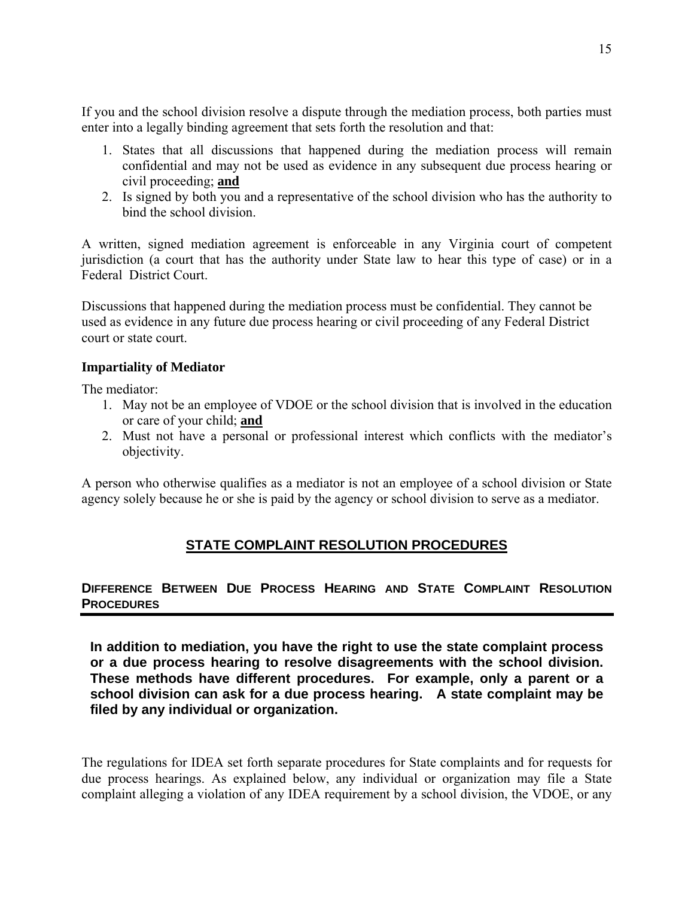If you and the school division resolve a dispute through the mediation process, both parties must enter into a legally binding agreement that sets forth the resolution and that:

1. States that all discussions that happened during the mediation process will remain confidential and may not be used as evidence in any subsequent due process hearing or civil proceeding; **and**
2. Is signed by both you and a representative of the school division who has the authority to bind the school division.

A written, signed mediation agreement is enforceable in any Virginia court of competent jurisdiction (a court that has the authority under State law to hear this type of case) or in a Federal District Court.

Discussions that happened during the mediation process must be confidential. They cannot be used as evidence in any future due process hearing or civil proceeding of any Federal District court or state court.

**Impartiality of Mediator**

The mediator:

1. May not be an employee of VDOE or the school division that is involved in the education or care of your child; **and**
2. Must not have a personal or professional interest which conflicts with the mediator's objectivity.

A person who otherwise qualifies as a mediator is not an employee of a school division or State agency solely because he or she is paid by the agency or school division to serve as a mediator.

## STATE COMPLAINT RESOLUTION PROCEDURES

### DIFFERENCE BETWEEN DUE PROCESS HEARING AND STATE COMPLAINT RESOLUTION PROCEDURES

**In addition to mediation, you have the right to use the state complaint process or a due process hearing to resolve disagreements with the school division. These methods have different procedures. For example, only a parent or a school division can ask for a due process hearing. A state complaint may be filed by any individual or organization.**

The regulations for IDEA set forth separate procedures for State complaints and for requests for due process hearings. As explained below, any individual or organization may file a State complaint alleging a violation of any IDEA requirement by a school division, the VDOE, or any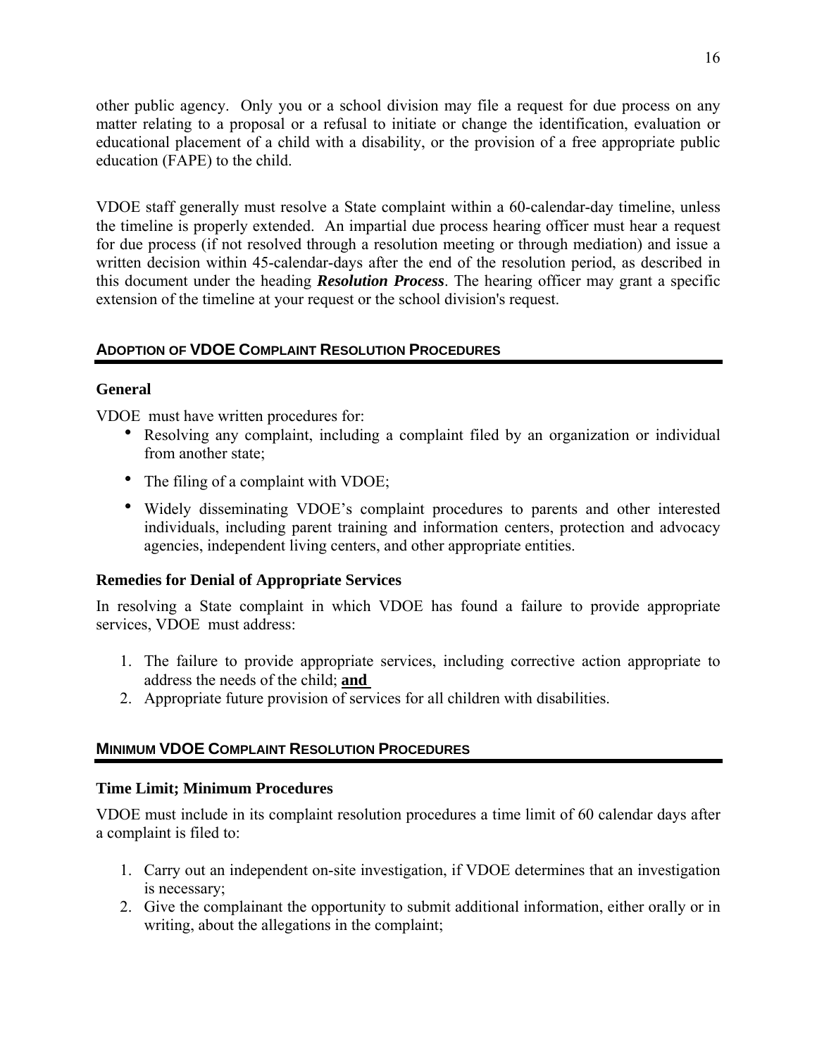other public agency. Only you or a school division may file a request for due process on any matter relating to a proposal or a refusal to initiate or change the identification, evaluation or educational placement of a child with a disability, or the provision of a free appropriate public education (FAPE) to the child.

VDOE staff generally must resolve a State complaint within a 60-calendar-day timeline, unless the timeline is properly extended. An impartial due process hearing officer must hear a request for due process (if not resolved through a resolution meeting or through mediation) and issue a written decision within 45-calendar-days after the end of the resolution period, as described in this document under the heading ***Resolution Process***. The hearing officer may grant a specific extension of the timeline at your request or the school division's request.

## ADOPTION OF VDOE COMPLAINT RESOLUTION PROCEDURES

### General

VDOE must have written procedures for:

- Resolving any complaint, including a complaint filed by an organization or individual from another state;
- The filing of a complaint with VDOE;
- Widely disseminating VDOE's complaint procedures to parents and other interested individuals, including parent training and information centers, protection and advocacy agencies, independent living centers, and other appropriate entities.

### Remedies for Denial of Appropriate Services

In resolving a State complaint in which VDOE has found a failure to provide appropriate services, VDOE must address:

1. The failure to provide appropriate services, including corrective action appropriate to address the needs of the child; **and**
2. Appropriate future provision of services for all children with disabilities.

## MINIMUM VDOE COMPLAINT RESOLUTION PROCEDURES

### Time Limit; Minimum Procedures

VDOE must include in its complaint resolution procedures a time limit of 60 calendar days after a complaint is filed to:

1. Carry out an independent on-site investigation, if VDOE determines that an investigation is necessary;
2. Give the complainant the opportunity to submit additional information, either orally or in writing, about the allegations in the complaint;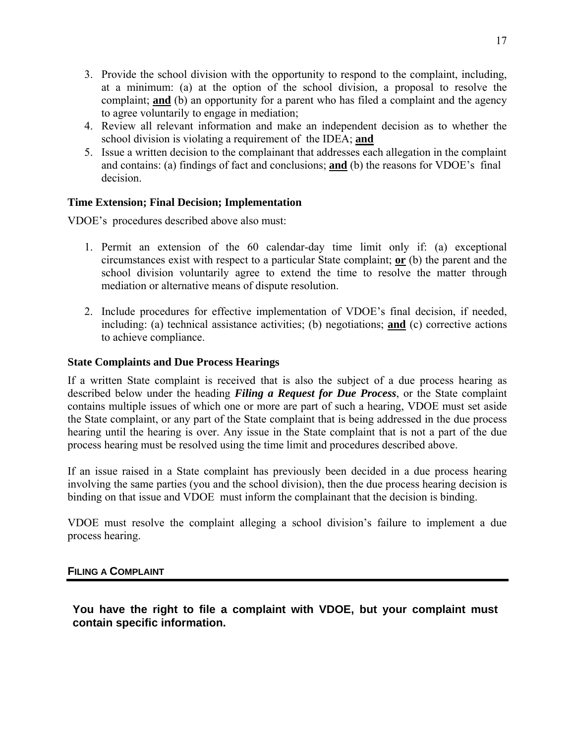3. Provide the school division with the opportunity to respond to the complaint, including, at a minimum: (a) at the option of the school division, a proposal to resolve the complaint; **and** (b) an opportunity for a parent who has filed a complaint and the agency to agree voluntarily to engage in mediation;
4. Review all relevant information and make an independent decision as to whether the school division is violating a requirement of the IDEA; **and**
5. Issue a written decision to the complainant that addresses each allegation in the complaint and contains: (a) findings of fact and conclusions; **and** (b) the reasons for VDOE's final decision.

### Time Extension; Final Decision; Implementation

VDOE's procedures described above also must:

1. Permit an extension of the 60 calendar-day time limit only if: (a) exceptional circumstances exist with respect to a particular State complaint; **or** (b) the parent and the school division voluntarily agree to extend the time to resolve the matter through mediation or alternative means of dispute resolution.

2. Include procedures for effective implementation of VDOE's final decision, if needed, including: (a) technical assistance activities; (b) negotiations; **and** (c) corrective actions to achieve compliance.

### State Complaints and Due Process Hearings

If a written State complaint is received that is also the subject of a due process hearing as described below under the heading ***Filing a Request for Due Process***, or the State complaint contains multiple issues of which one or more are part of such a hearing, VDOE must set aside the State complaint, or any part of the State complaint that is being addressed in the due process hearing until the hearing is over. Any issue in the State complaint that is not a part of the due process hearing must be resolved using the time limit and procedures described above.

If an issue raised in a State complaint has previously been decided in a due process hearing involving the same parties (you and the school division), then the due process hearing decision is binding on that issue and VDOE must inform the complainant that the decision is binding.

VDOE must resolve the complaint alleging a school division's failure to implement a due process hearing.

## FILING A COMPLAINT

**You have the right to file a complaint with VDOE, but your complaint must contain specific information.**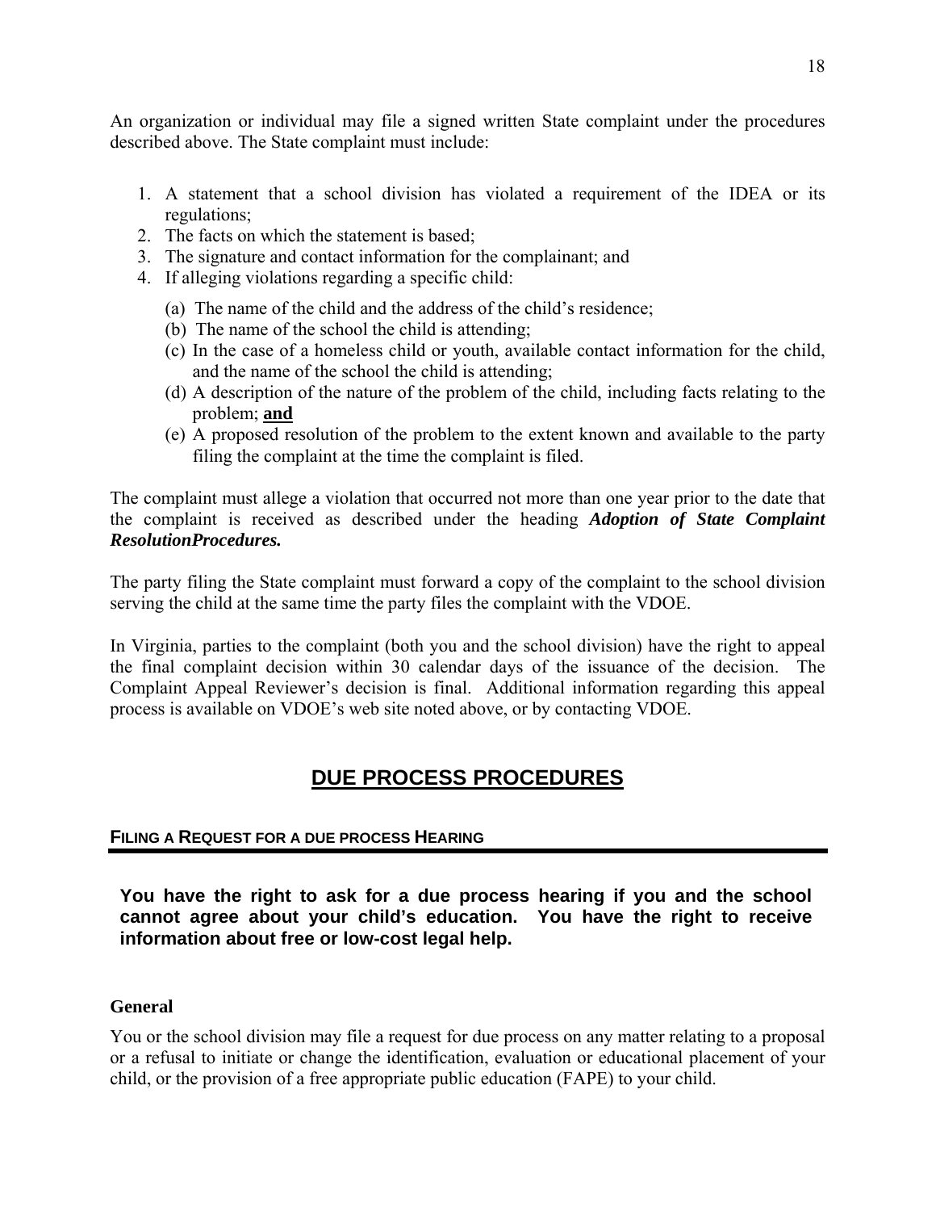An organization or individual may file a signed written State complaint under the procedures described above. The State complaint must include:

1. A statement that a school division has violated a requirement of the IDEA or its regulations;
2. The facts on which the statement is based;
3. The signature and contact information for the complainant; and
4. If alleging violations regarding a specific child:
   (a) The name of the child and the address of the child's residence;
   (b) The name of the school the child is attending;
   (c) In the case of a homeless child or youth, available contact information for the child, and the name of the school the child is attending;
   (d) A description of the nature of the problem of the child, including facts relating to the problem; **and**
   (e) A proposed resolution of the problem to the extent known and available to the party filing the complaint at the time the complaint is filed.

The complaint must allege a violation that occurred not more than one year prior to the date that the complaint is received as described under the heading ***Adoption of State Complaint ResolutionProcedures.***

The party filing the State complaint must forward a copy of the complaint to the school division serving the child at the same time the party files the complaint with the VDOE.

In Virginia, parties to the complaint (both you and the school division) have the right to appeal the final complaint decision within 30 calendar days of the issuance of the decision. The Complaint Appeal Reviewer's decision is final. Additional information regarding this appeal process is available on VDOE's web site noted above, or by contacting VDOE.

# DUE PROCESS PROCEDURES

## FILING A REQUEST FOR A DUE PROCESS HEARING

**You have the right to ask for a due process hearing if you and the school cannot agree about your child's education. You have the right to receive information about free or low-cost legal help.**

### General

You or the school division may file a request for due process on any matter relating to a proposal or a refusal to initiate or change the identification, evaluation or educational placement of your child, or the provision of a free appropriate public education (FAPE) to your child.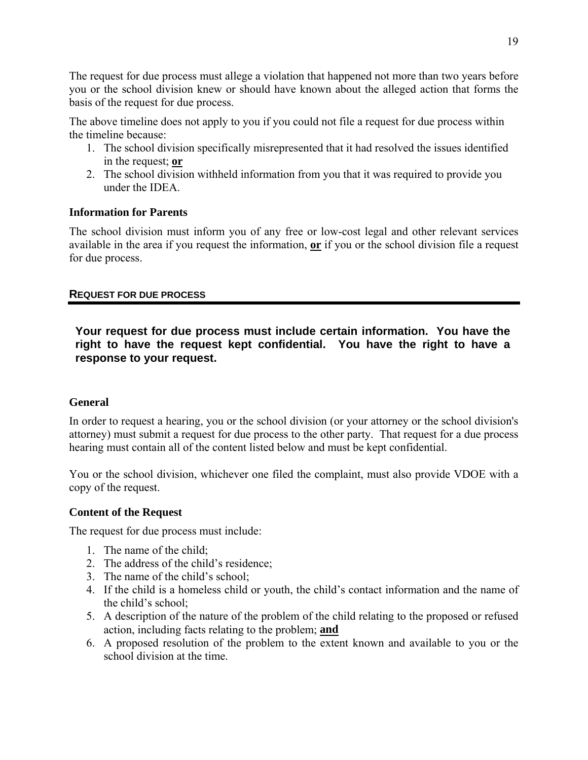The request for due process must allege a violation that happened not more than two years before you or the school division knew or should have known about the alleged action that forms the basis of the request for due process.

The above timeline does not apply to you if you could not file a request for due process within the timeline because:

1. The school division specifically misrepresented that it had resolved the issues identified in the request; **or**
2. The school division withheld information from you that it was required to provide you under the IDEA.

### Information for Parents

The school division must inform you of any free or low-cost legal and other relevant services available in the area if you request the information, **or** if you or the school division file a request for due process.

## REQUEST FOR DUE PROCESS

**Your request for due process must include certain information. You have the right to have the request kept confidential. You have the right to have a response to your request.**

### General

In order to request a hearing, you or the school division (or your attorney or the school division's attorney) must submit a request for due process to the other party. That request for a due process hearing must contain all of the content listed below and must be kept confidential.

You or the school division, whichever one filed the complaint, must also provide VDOE with a copy of the request.

### Content of the Request

The request for due process must include:

1. The name of the child;
2. The address of the child's residence;
3. The name of the child's school;
4. If the child is a homeless child or youth, the child's contact information and the name of the child's school;
5. A description of the nature of the problem of the child relating to the proposed or refused action, including facts relating to the problem; **and**
6. A proposed resolution of the problem to the extent known and available to you or the school division at the time.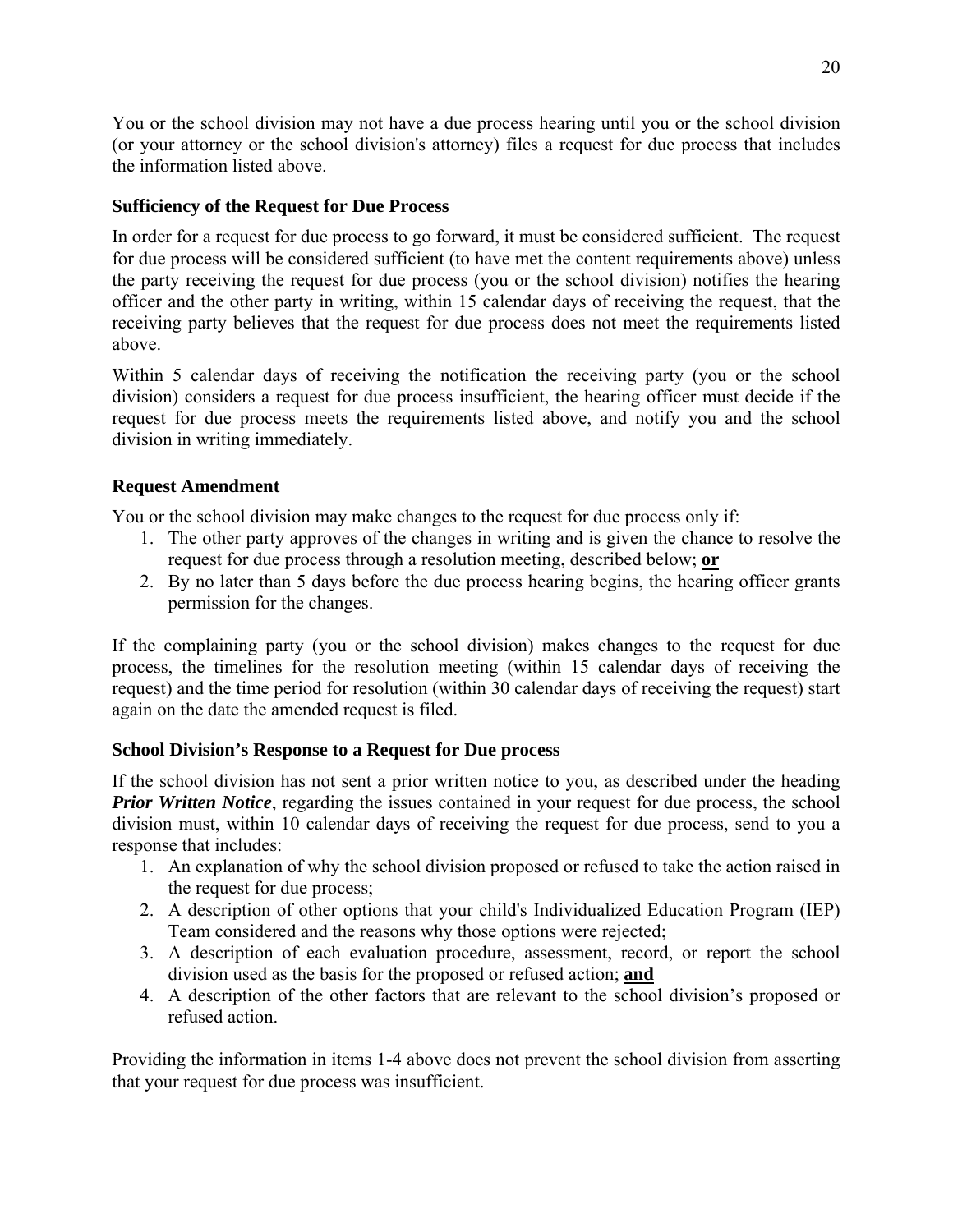You or the school division may not have a due process hearing until you or the school division (or your attorney or the school division's attorney) files a request for due process that includes the information listed above.

### Sufficiency of the Request for Due Process

In order for a request for due process to go forward, it must be considered sufficient. The request for due process will be considered sufficient (to have met the content requirements above) unless the party receiving the request for due process (you or the school division) notifies the hearing officer and the other party in writing, within 15 calendar days of receiving the request, that the receiving party believes that the request for due process does not meet the requirements listed above.

Within 5 calendar days of receiving the notification the receiving party (you or the school division) considers a request for due process insufficient, the hearing officer must decide if the request for due process meets the requirements listed above, and notify you and the school division in writing immediately.

### Request Amendment

You or the school division may make changes to the request for due process only if:

1. The other party approves of the changes in writing and is given the chance to resolve the request for due process through a resolution meeting, described below; **or**
2. By no later than 5 days before the due process hearing begins, the hearing officer grants permission for the changes.

If the complaining party (you or the school division) makes changes to the request for due process, the timelines for the resolution meeting (within 15 calendar days of receiving the request) and the time period for resolution (within 30 calendar days of receiving the request) start again on the date the amended request is filed.

### School Division's Response to a Request for Due process

If the school division has not sent a prior written notice to you, as described under the heading ***Prior Written Notice***, regarding the issues contained in your request for due process, the school division must, within 10 calendar days of receiving the request for due process, send to you a response that includes:

1. An explanation of why the school division proposed or refused to take the action raised in the request for due process;
2. A description of other options that your child's Individualized Education Program (IEP) Team considered and the reasons why those options were rejected;
3. A description of each evaluation procedure, assessment, record, or report the school division used as the basis for the proposed or refused action; **and**
4. A description of the other factors that are relevant to the school division's proposed or refused action.

Providing the information in items 1-4 above does not prevent the school division from asserting that your request for due process was insufficient.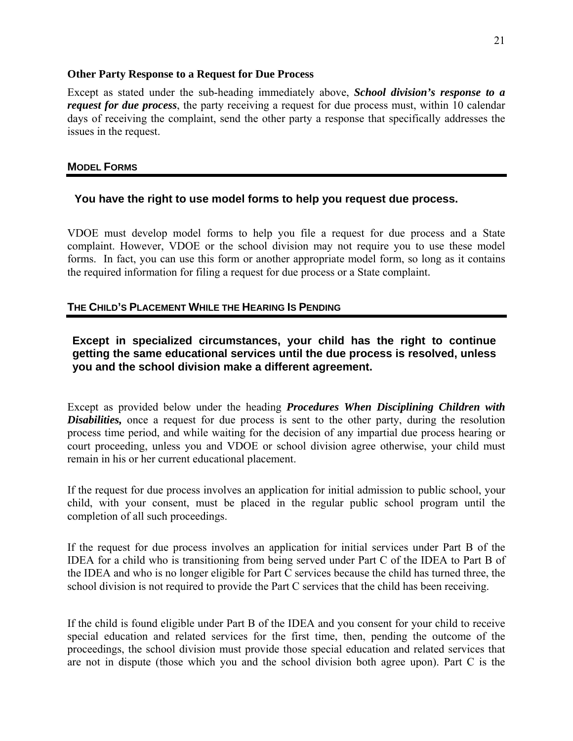### Other Party Response to a Request for Due Process

Except as stated under the sub-heading immediately above, ***School division's response to a request for due process***, the party receiving a request for due process must, within 10 calendar days of receiving the complaint, send the other party a response that specifically addresses the issues in the request.

## MODEL FORMS

**You have the right to use model forms to help you request due process.**

VDOE must develop model forms to help you file a request for due process and a State complaint. However, VDOE or the school division may not require you to use these model forms. In fact, you can use this form or another appropriate model form, so long as it contains the required information for filing a request for due process or a State complaint.

## THE CHILD'S PLACEMENT WHILE THE HEARING IS PENDING

**Except in specialized circumstances, your child has the right to continue getting the same educational services until the due process is resolved, unless you and the school division make a different agreement.**

Except as provided below under the heading ***Procedures When Disciplining Children with Disabilities,*** once a request for due process is sent to the other party, during the resolution process time period, and while waiting for the decision of any impartial due process hearing or court proceeding, unless you and VDOE or school division agree otherwise, your child must remain in his or her current educational placement.

If the request for due process involves an application for initial admission to public school, your child, with your consent, must be placed in the regular public school program until the completion of all such proceedings.

If the request for due process involves an application for initial services under Part B of the IDEA for a child who is transitioning from being served under Part C of the IDEA to Part B of the IDEA and who is no longer eligible for Part C services because the child has turned three, the school division is not required to provide the Part C services that the child has been receiving.

If the child is found eligible under Part B of the IDEA and you consent for your child to receive special education and related services for the first time, then, pending the outcome of the proceedings, the school division must provide those special education and related services that are not in dispute (those which you and the school division both agree upon). Part C is the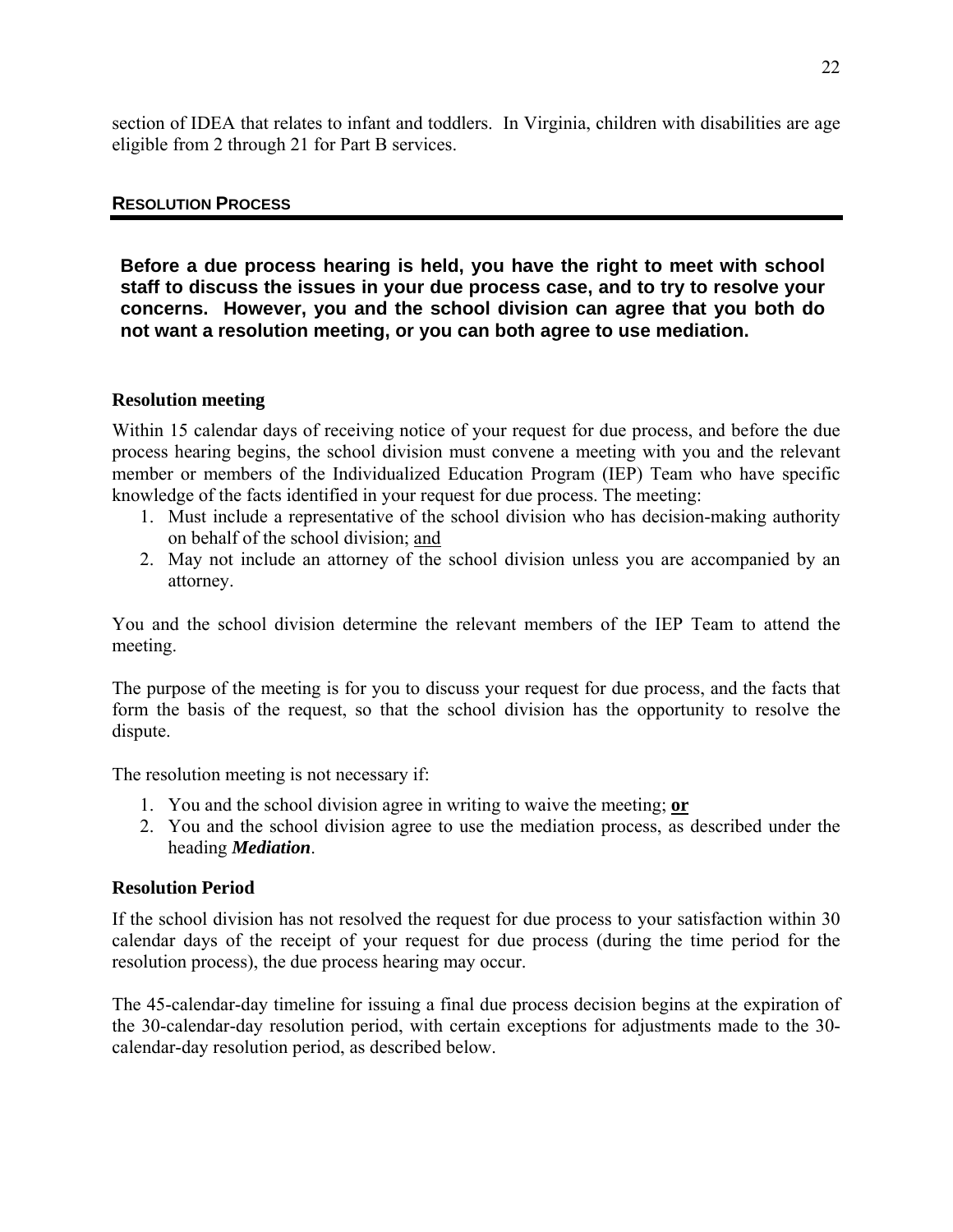section of IDEA that relates to infant and toddlers. In Virginia, children with disabilities are age eligible from 2 through 21 for Part B services.

## RESOLUTION PROCESS

**Before a due process hearing is held, you have the right to meet with school staff to discuss the issues in your due process case, and to try to resolve your concerns. However, you and the school division can agree that you both do not want a resolution meeting, or you can both agree to use mediation.**

### Resolution meeting

Within 15 calendar days of receiving notice of your request for due process, and before the due process hearing begins, the school division must convene a meeting with you and the relevant member or members of the Individualized Education Program (IEP) Team who have specific knowledge of the facts identified in your request for due process. The meeting:

1. Must include a representative of the school division who has decision-making authority on behalf of the school division; and
2. May not include an attorney of the school division unless you are accompanied by an attorney.

You and the school division determine the relevant members of the IEP Team to attend the meeting.

The purpose of the meeting is for you to discuss your request for due process, and the facts that form the basis of the request, so that the school division has the opportunity to resolve the dispute.

The resolution meeting is not necessary if:

1. You and the school division agree in writing to waive the meeting; **or**
2. You and the school division agree to use the mediation process, as described under the heading ***Mediation***.

### Resolution Period

If the school division has not resolved the request for due process to your satisfaction within 30 calendar days of the receipt of your request for due process (during the time period for the resolution process), the due process hearing may occur.

The 45-calendar-day timeline for issuing a final due process decision begins at the expiration of the 30-calendar-day resolution period, with certain exceptions for adjustments made to the 30-calendar-day resolution period, as described below.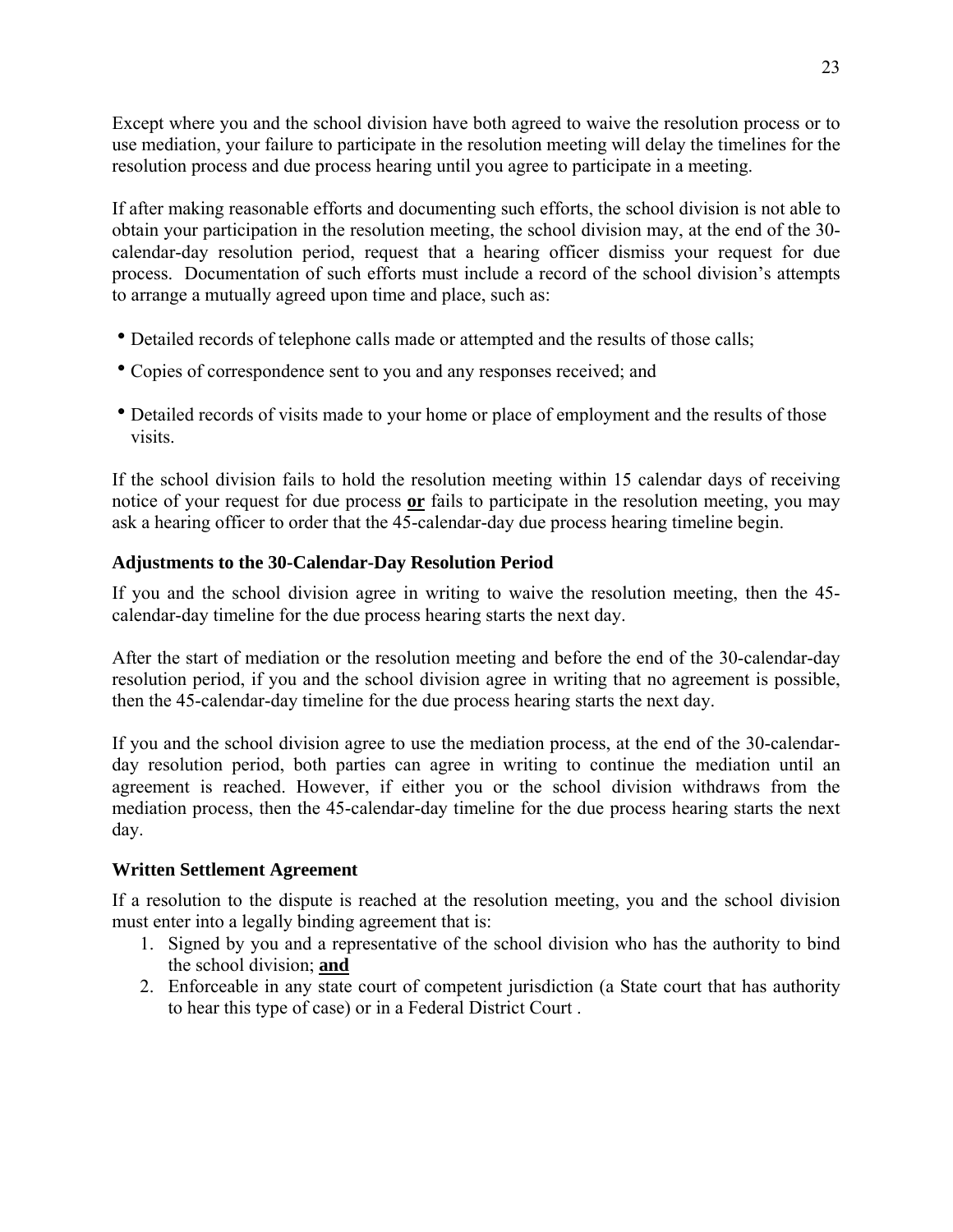Except where you and the school division have both agreed to waive the resolution process or to use mediation, your failure to participate in the resolution meeting will delay the timelines for the resolution process and due process hearing until you agree to participate in a meeting.

If after making reasonable efforts and documenting such efforts, the school division is not able to obtain your participation in the resolution meeting, the school division may, at the end of the 30-calendar-day resolution period, request that a hearing officer dismiss your request for due process. Documentation of such efforts must include a record of the school division's attempts to arrange a mutually agreed upon time and place, such as:

- Detailed records of telephone calls made or attempted and the results of those calls;
- Copies of correspondence sent to you and any responses received; and
- Detailed records of visits made to your home or place of employment and the results of those visits.

If the school division fails to hold the resolution meeting within 15 calendar days of receiving notice of your request for due process **or** fails to participate in the resolution meeting, you may ask a hearing officer to order that the 45-calendar-day due process hearing timeline begin.

### Adjustments to the 30-Calendar-Day Resolution Period

If you and the school division agree in writing to waive the resolution meeting, then the 45-calendar-day timeline for the due process hearing starts the next day.

After the start of mediation or the resolution meeting and before the end of the 30-calendar-day resolution period, if you and the school division agree in writing that no agreement is possible, then the 45-calendar-day timeline for the due process hearing starts the next day.

If you and the school division agree to use the mediation process, at the end of the 30-calendar-day resolution period, both parties can agree in writing to continue the mediation until an agreement is reached. However, if either you or the school division withdraws from the mediation process, then the 45-calendar-day timeline for the due process hearing starts the next day.

### Written Settlement Agreement

If a resolution to the dispute is reached at the resolution meeting, you and the school division must enter into a legally binding agreement that is:

1. Signed by you and a representative of the school division who has the authority to bind the school division; **and**
2. Enforceable in any state court of competent jurisdiction (a State court that has authority to hear this type of case) or in a Federal District Court .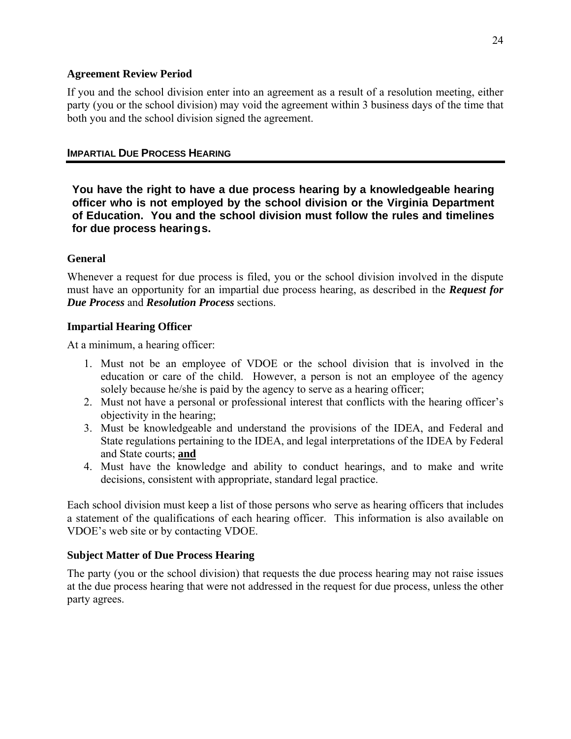### Agreement Review Period

If you and the school division enter into an agreement as a result of a resolution meeting, either party (you or the school division) may void the agreement within 3 business days of the time that both you and the school division signed the agreement.

## IMPARTIAL DUE PROCESS HEARING

**You have the right to have a due process hearing by a knowledgeable hearing officer who is not employed by the school division or the Virginia Department of Education. You and the school division must follow the rules and timelines for due process hearings.**

### General

Whenever a request for due process is filed, you or the school division involved in the dispute must have an opportunity for an impartial due process hearing, as described in the ***Request for Due Process*** and ***Resolution Process*** sections.

### Impartial Hearing Officer

At a minimum, a hearing officer:

1. Must not be an employee of VDOE or the school division that is involved in the education or care of the child. However, a person is not an employee of the agency solely because he/she is paid by the agency to serve as a hearing officer;
2. Must not have a personal or professional interest that conflicts with the hearing officer's objectivity in the hearing;
3. Must be knowledgeable and understand the provisions of the IDEA, and Federal and State regulations pertaining to the IDEA, and legal interpretations of the IDEA by Federal and State courts; **and**
4. Must have the knowledge and ability to conduct hearings, and to make and write decisions, consistent with appropriate, standard legal practice.

Each school division must keep a list of those persons who serve as hearing officers that includes a statement of the qualifications of each hearing officer. This information is also available on VDOE's web site or by contacting VDOE.

### Subject Matter of Due Process Hearing

The party (you or the school division) that requests the due process hearing may not raise issues at the due process hearing that were not addressed in the request for due process, unless the other party agrees.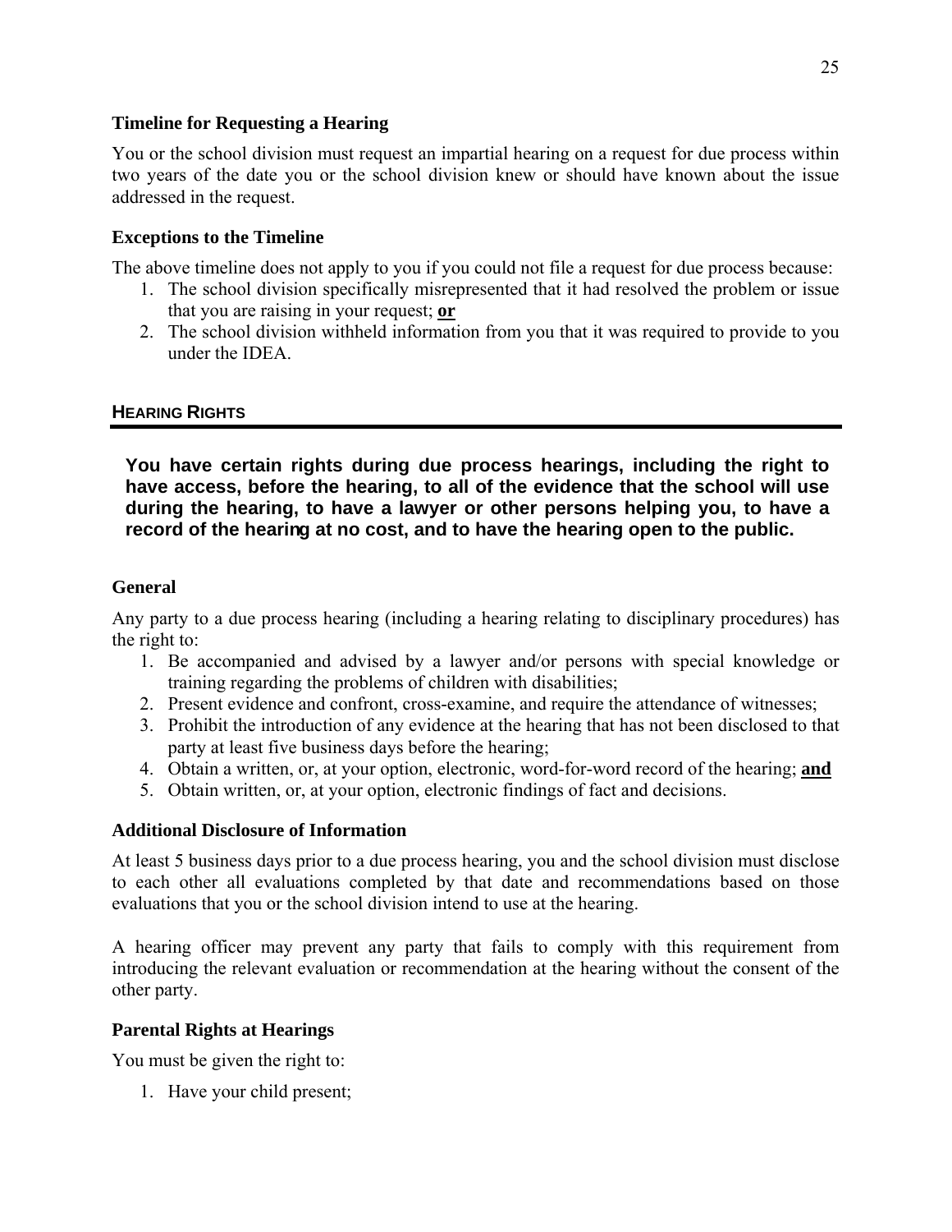### Timeline for Requesting a Hearing

You or the school division must request an impartial hearing on a request for due process within two years of the date you or the school division knew or should have known about the issue addressed in the request.

### Exceptions to the Timeline

The above timeline does not apply to you if you could not file a request for due process because:

1. The school division specifically misrepresented that it had resolved the problem or issue that you are raising in your request; **or**
2. The school division withheld information from you that it was required to provide to you under the IDEA.

## HEARING RIGHTS

**You have certain rights during due process hearings, including the right to have access, before the hearing, to all of the evidence that the school will use during the hearing, to have a lawyer or other persons helping you, to have a record of the hearing at no cost, and to have the hearing open to the public.**

### General

Any party to a due process hearing (including a hearing relating to disciplinary procedures) has the right to:

1. Be accompanied and advised by a lawyer and/or persons with special knowledge or training regarding the problems of children with disabilities;
2. Present evidence and confront, cross-examine, and require the attendance of witnesses;
3. Prohibit the introduction of any evidence at the hearing that has not been disclosed to that party at least five business days before the hearing;
4. Obtain a written, or, at your option, electronic, word-for-word record of the hearing; **and**
5. Obtain written, or, at your option, electronic findings of fact and decisions.

### Additional Disclosure of Information

At least 5 business days prior to a due process hearing, you and the school division must disclose to each other all evaluations completed by that date and recommendations based on those evaluations that you or the school division intend to use at the hearing.

A hearing officer may prevent any party that fails to comply with this requirement from introducing the relevant evaluation or recommendation at the hearing without the consent of the other party.

### Parental Rights at Hearings

You must be given the right to:

1. Have your child present;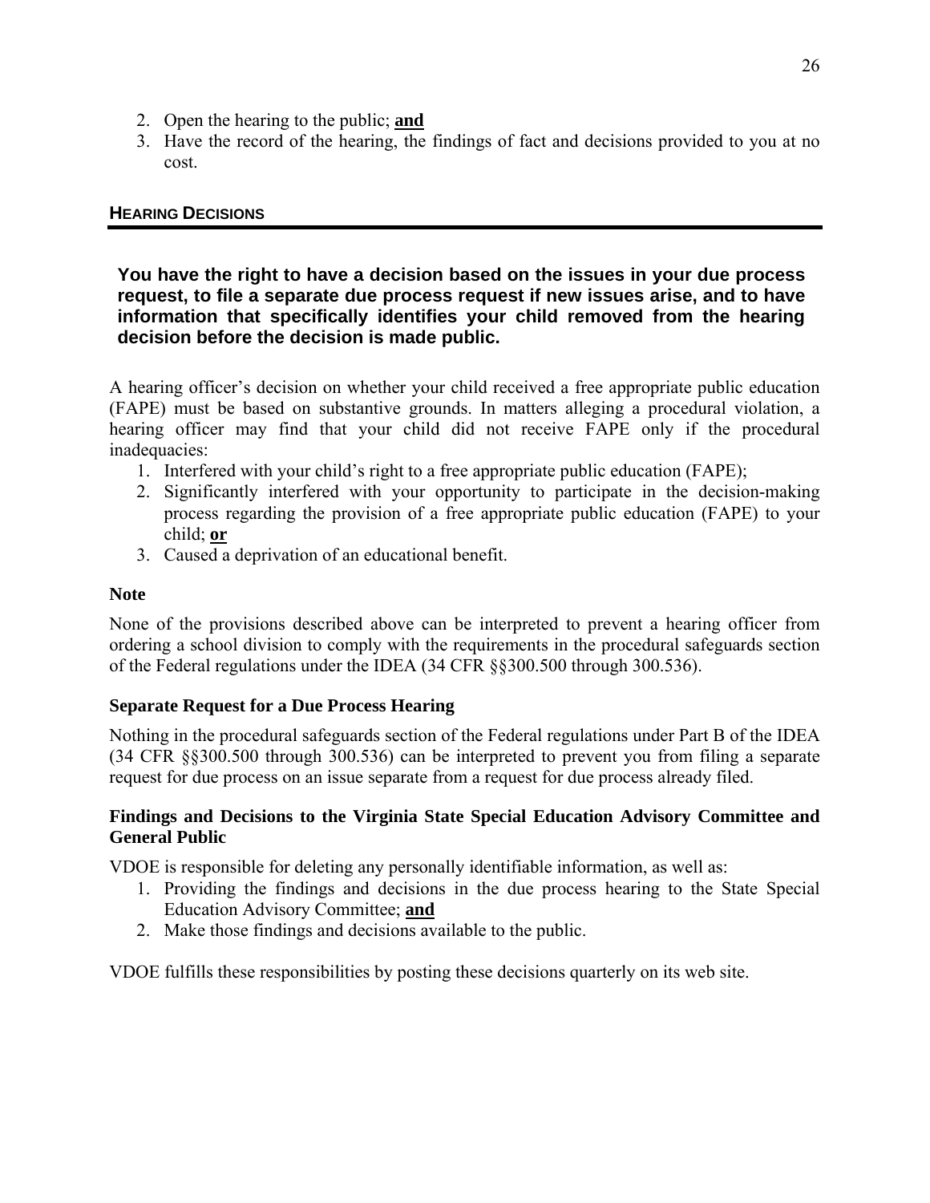2. Open the hearing to the public; **and**
3. Have the record of the hearing, the findings of fact and decisions provided to you at no cost.

## HEARING DECISIONS

**You have the right to have a decision based on the issues in your due process request, to file a separate due process request if new issues arise, and to have information that specifically identifies your child removed from the hearing decision before the decision is made public.**

A hearing officer's decision on whether your child received a free appropriate public education (FAPE) must be based on substantive grounds. In matters alleging a procedural violation, a hearing officer may find that your child did not receive FAPE only if the procedural inadequacies:

1. Interfered with your child's right to a free appropriate public education (FAPE);
2. Significantly interfered with your opportunity to participate in the decision-making process regarding the provision of a free appropriate public education (FAPE) to your child; **or**
3. Caused a deprivation of an educational benefit.

### Note

None of the provisions described above can be interpreted to prevent a hearing officer from ordering a school division to comply with the requirements in the procedural safeguards section of the Federal regulations under the IDEA (34 CFR §§300.500 through 300.536).

### Separate Request for a Due Process Hearing

Nothing in the procedural safeguards section of the Federal regulations under Part B of the IDEA (34 CFR §§300.500 through 300.536) can be interpreted to prevent you from filing a separate request for due process on an issue separate from a request for due process already filed.

### Findings and Decisions to the Virginia State Special Education Advisory Committee and General Public

VDOE is responsible for deleting any personally identifiable information, as well as:

1. Providing the findings and decisions in the due process hearing to the State Special Education Advisory Committee; **and**
2. Make those findings and decisions available to the public.

VDOE fulfills these responsibilities by posting these decisions quarterly on its web site.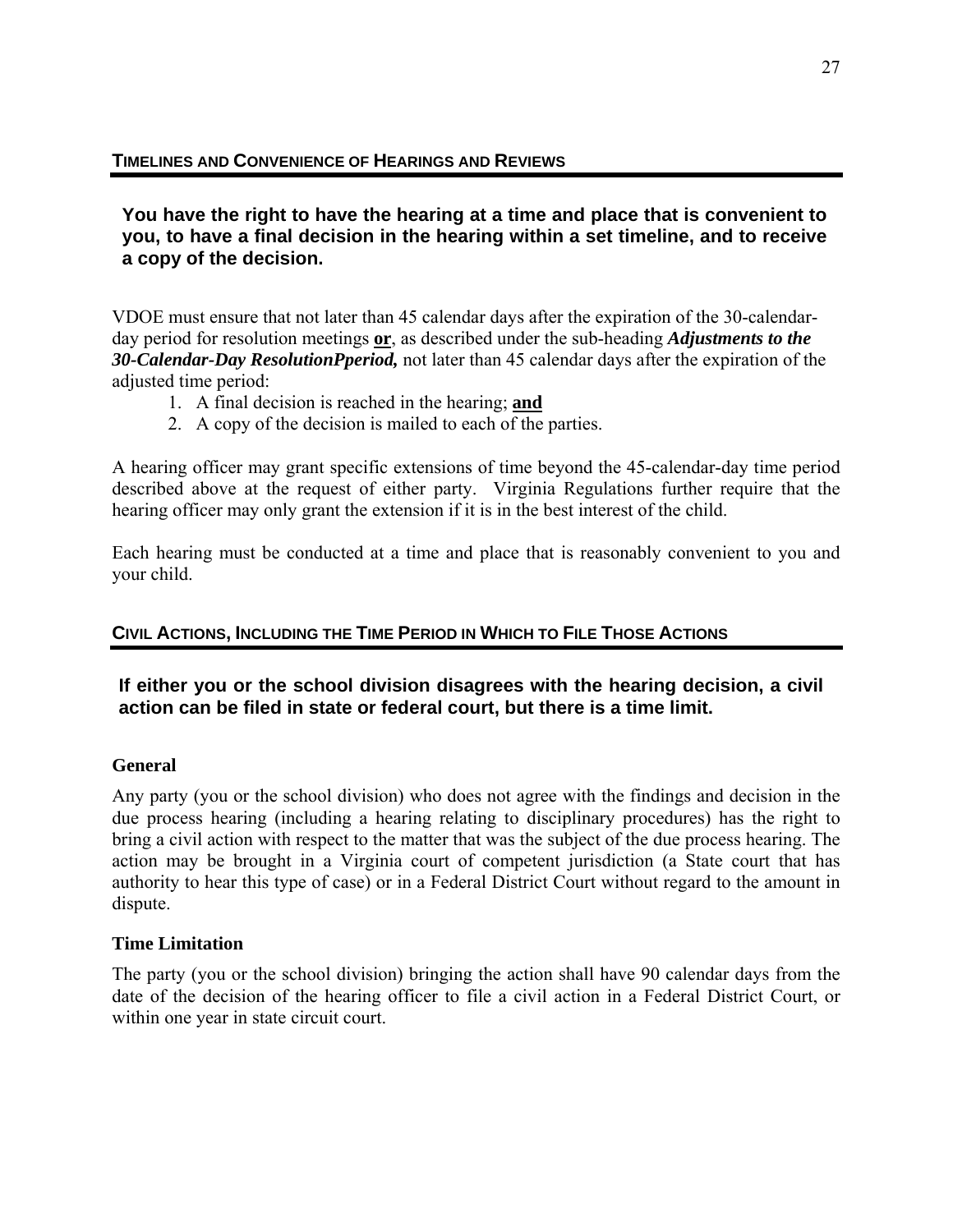## TIMELINES AND CONVENIENCE OF HEARINGS AND REVIEWS

**You have the right to have the hearing at a time and place that is convenient to you, to have a final decision in the hearing within a set timeline, and to receive a copy of the decision.**

VDOE must ensure that not later than 45 calendar days after the expiration of the 30-calendar-day period for resolution meetings **or**, as described under the sub-heading ***Adjustments to the 30-Calendar-Day ResolutionPperiod,*** not later than 45 calendar days after the expiration of the adjusted time period:

1. A final decision is reached in the hearing; **and**
2. A copy of the decision is mailed to each of the parties.

A hearing officer may grant specific extensions of time beyond the 45-calendar-day time period described above at the request of either party. Virginia Regulations further require that the hearing officer may only grant the extension if it is in the best interest of the child.

Each hearing must be conducted at a time and place that is reasonably convenient to you and your child.

## CIVIL ACTIONS, INCLUDING THE TIME PERIOD IN WHICH TO FILE THOSE ACTIONS

**If either you or the school division disagrees with the hearing decision, a civil action can be filed in state or federal court, but there is a time limit.**

### General

Any party (you or the school division) who does not agree with the findings and decision in the due process hearing (including a hearing relating to disciplinary procedures) has the right to bring a civil action with respect to the matter that was the subject of the due process hearing. The action may be brought in a Virginia court of competent jurisdiction (a State court that has authority to hear this type of case) or in a Federal District Court without regard to the amount in dispute.

### Time Limitation

The party (you or the school division) bringing the action shall have 90 calendar days from the date of the decision of the hearing officer to file a civil action in a Federal District Court, or within one year in state circuit court.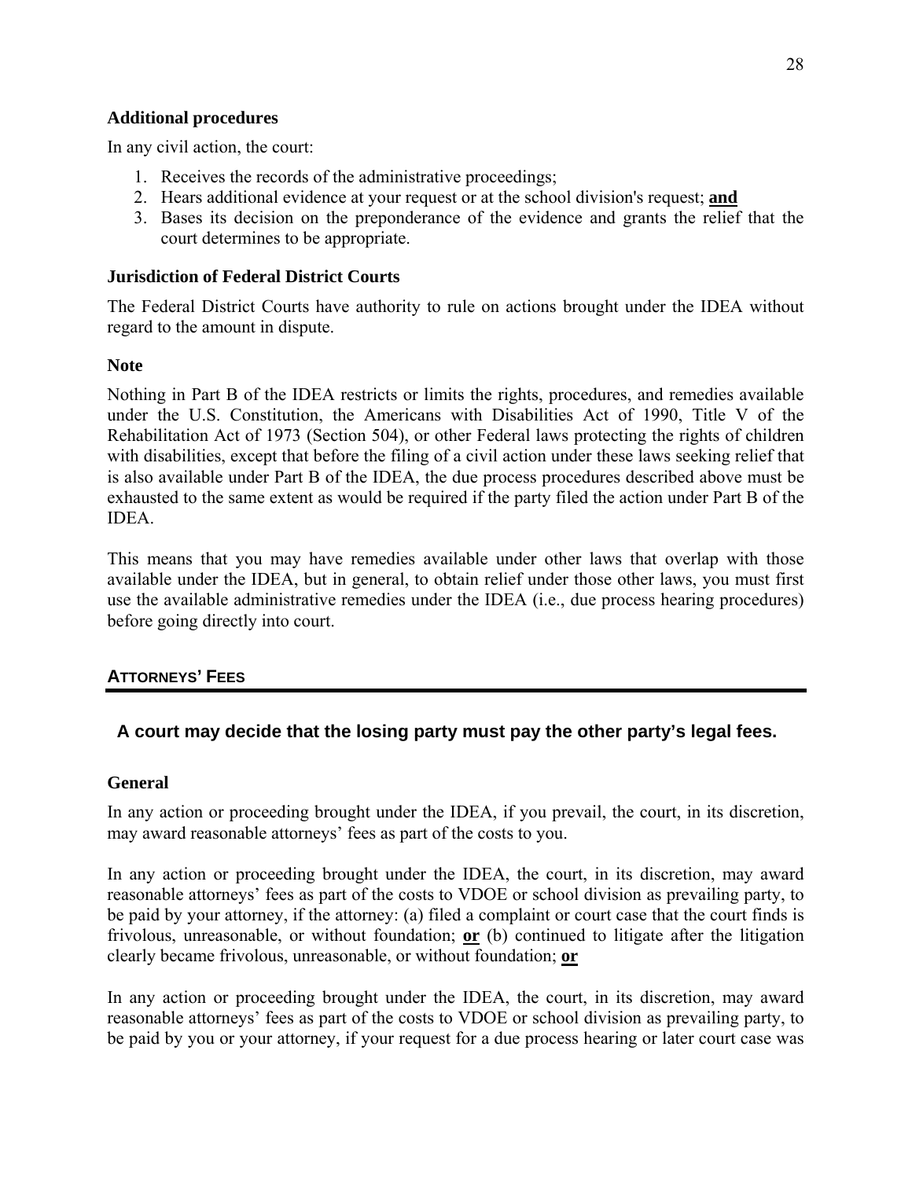**Additional procedures**

In any civil action, the court:

1. Receives the records of the administrative proceedings;
2. Hears additional evidence at your request or at the school division's request; **and**
3. Bases its decision on the preponderance of the evidence and grants the relief that the court determines to be appropriate.

**Jurisdiction of Federal District Courts**

The Federal District Courts have authority to rule on actions brought under the IDEA without regard to the amount in dispute.

**Note**

Nothing in Part B of the IDEA restricts or limits the rights, procedures, and remedies available under the U.S. Constitution, the Americans with Disabilities Act of 1990, Title V of the Rehabilitation Act of 1973 (Section 504), or other Federal laws protecting the rights of children with disabilities, except that before the filing of a civil action under these laws seeking relief that is also available under Part B of the IDEA, the due process procedures described above must be exhausted to the same extent as would be required if the party filed the action under Part B of the IDEA.

This means that you may have remedies available under other laws that overlap with those available under the IDEA, but in general, to obtain relief under those other laws, you must first use the available administrative remedies under the IDEA (i.e., due process hearing procedures) before going directly into court.

## ATTORNEYS' FEES

**A court may decide that the losing party must pay the other party's legal fees.**

**General**

In any action or proceeding brought under the IDEA, if you prevail, the court, in its discretion, may award reasonable attorneys' fees as part of the costs to you.

In any action or proceeding brought under the IDEA, the court, in its discretion, may award reasonable attorneys' fees as part of the costs to VDOE or school division as prevailing party, to be paid by your attorney, if the attorney: (a) filed a complaint or court case that the court finds is frivolous, unreasonable, or without foundation; **or** (b) continued to litigate after the litigation clearly became frivolous, unreasonable, or without foundation; **or**

In any action or proceeding brought under the IDEA, the court, in its discretion, may award reasonable attorneys' fees as part of the costs to VDOE or school division as prevailing party, to be paid by you or your attorney, if your request for a due process hearing or later court case was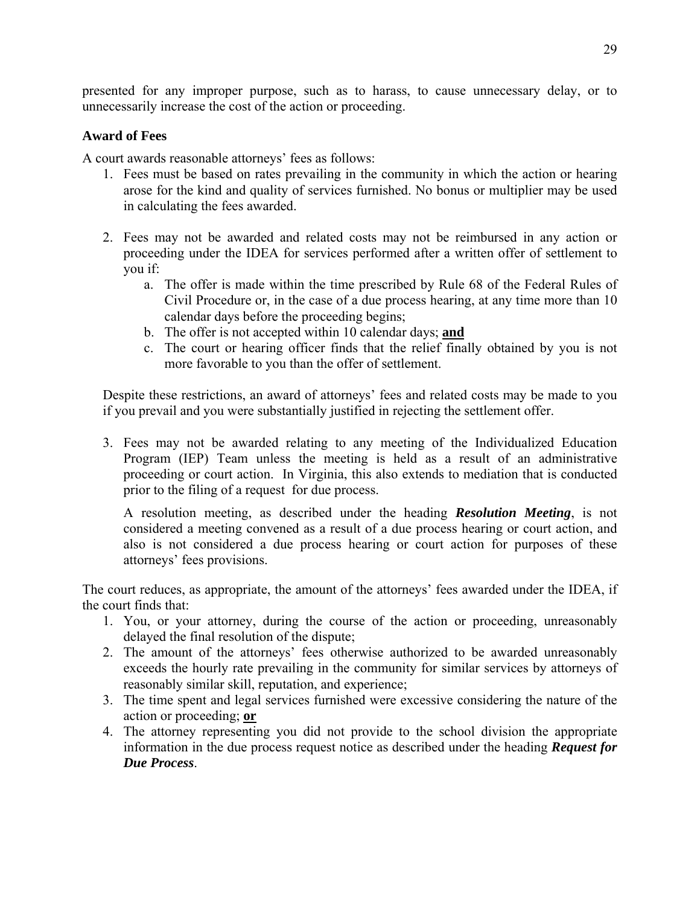presented for any improper purpose, such as to harass, to cause unnecessary delay, or to unnecessarily increase the cost of the action or proceeding.

### Award of Fees

A court awards reasonable attorneys' fees as follows:

1. Fees must be based on rates prevailing in the community in which the action or hearing arose for the kind and quality of services furnished. No bonus or multiplier may be used in calculating the fees awarded.

2. Fees may not be awarded and related costs may not be reimbursed in any action or proceeding under the IDEA for services performed after a written offer of settlement to you if:
   a. The offer is made within the time prescribed by Rule 68 of the Federal Rules of Civil Procedure or, in the case of a due process hearing, at any time more than 10 calendar days before the proceeding begins;
   b. The offer is not accepted within 10 calendar days; **and**
   c. The court or hearing officer finds that the relief finally obtained by you is not more favorable to you than the offer of settlement.

   Despite these restrictions, an award of attorneys' fees and related costs may be made to you if you prevail and you were substantially justified in rejecting the settlement offer.

3. Fees may not be awarded relating to any meeting of the Individualized Education Program (IEP) Team unless the meeting is held as a result of an administrative proceeding or court action. In Virginia, this also extends to mediation that is conducted prior to the filing of a request for due process.

   A resolution meeting, as described under the heading ***Resolution Meeting***, is not considered a meeting convened as a result of a due process hearing or court action, and also is not considered a due process hearing or court action for purposes of these attorneys' fees provisions.

The court reduces, as appropriate, the amount of the attorneys' fees awarded under the IDEA, if the court finds that:

1. You, or your attorney, during the course of the action or proceeding, unreasonably delayed the final resolution of the dispute;
2. The amount of the attorneys' fees otherwise authorized to be awarded unreasonably exceeds the hourly rate prevailing in the community for similar services by attorneys of reasonably similar skill, reputation, and experience;
3. The time spent and legal services furnished were excessive considering the nature of the action or proceeding; **or**
4. The attorney representing you did not provide to the school division the appropriate information in the due process request notice as described under the heading ***Request for Due Process***.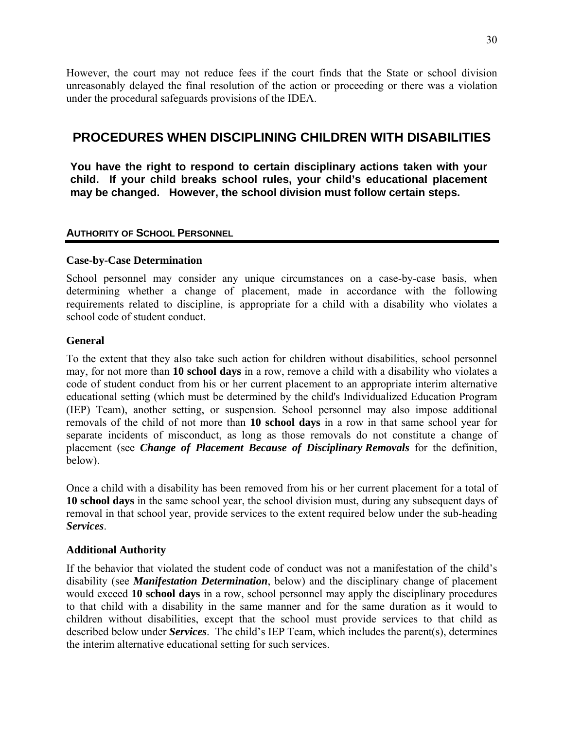However, the court may not reduce fees if the court finds that the State or school division unreasonably delayed the final resolution of the action or proceeding or there was a violation under the procedural safeguards provisions of the IDEA.

## PROCEDURES WHEN DISCIPLINING CHILDREN WITH DISABILITIES

**You have the right to respond to certain disciplinary actions taken with your child. If your child breaks school rules, your child's educational placement may be changed. However, the school division must follow certain steps.**

### AUTHORITY OF SCHOOL PERSONNEL

#### Case-by-Case Determination

School personnel may consider any unique circumstances on a case-by-case basis, when determining whether a change of placement, made in accordance with the following requirements related to discipline, is appropriate for a child with a disability who violates a school code of student conduct.

#### General

To the extent that they also take such action for children without disabilities, school personnel may, for not more than **10 school days** in a row, remove a child with a disability who violates a code of student conduct from his or her current placement to an appropriate interim alternative educational setting (which must be determined by the child's Individualized Education Program (IEP) Team), another setting, or suspension. School personnel may also impose additional removals of the child of not more than **10 school days** in a row in that same school year for separate incidents of misconduct, as long as those removals do not constitute a change of placement (see ***Change of Placement Because of Disciplinary Removals*** for the definition, below).

Once a child with a disability has been removed from his or her current placement for a total of **10 school days** in the same school year, the school division must, during any subsequent days of removal in that school year, provide services to the extent required below under the sub-heading ***Services***.

#### Additional Authority

If the behavior that violated the student code of conduct was not a manifestation of the child's disability (see ***Manifestation Determination***, below) and the disciplinary change of placement would exceed **10 school days** in a row, school personnel may apply the disciplinary procedures to that child with a disability in the same manner and for the same duration as it would to children without disabilities, except that the school must provide services to that child as described below under ***Services***. The child's IEP Team, which includes the parent(s), determines the interim alternative educational setting for such services.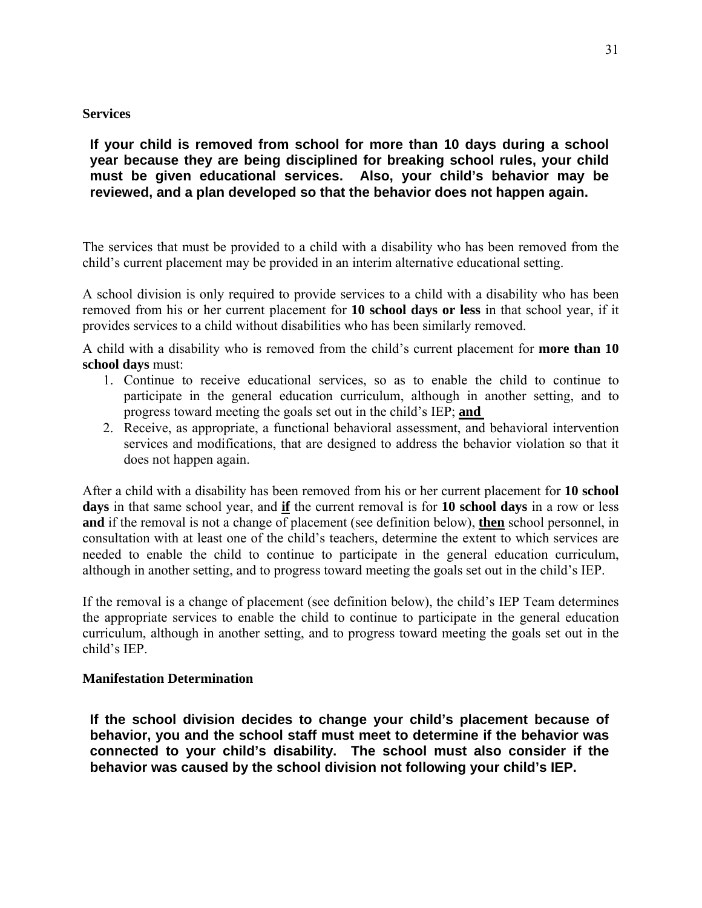### Services

**If your child is removed from school for more than 10 days during a school year because they are being disciplined for breaking school rules, your child must be given educational services. Also, your child's behavior may be reviewed, and a plan developed so that the behavior does not happen again.**

The services that must be provided to a child with a disability who has been removed from the child's current placement may be provided in an interim alternative educational setting.

A school division is only required to provide services to a child with a disability who has been removed from his or her current placement for **10 school days or less** in that school year, if it provides services to a child without disabilities who has been similarly removed.

A child with a disability who is removed from the child's current placement for **more than 10 school days** must:

1. Continue to receive educational services, so as to enable the child to continue to participate in the general education curriculum, although in another setting, and to progress toward meeting the goals set out in the child's IEP; **<u>and</u>**
2. Receive, as appropriate, a functional behavioral assessment, and behavioral intervention services and modifications, that are designed to address the behavior violation so that it does not happen again.

After a child with a disability has been removed from his or her current placement for **10 school days** in that same school year, and **<u>if</u>** the current removal is for **10 school days** in a row or less **and** if the removal is not a change of placement (see definition below), **<u>then</u>** school personnel, in consultation with at least one of the child's teachers, determine the extent to which services are needed to enable the child to continue to participate in the general education curriculum, although in another setting, and to progress toward meeting the goals set out in the child's IEP.

If the removal is a change of placement (see definition below), the child's IEP Team determines the appropriate services to enable the child to continue to participate in the general education curriculum, although in another setting, and to progress toward meeting the goals set out in the child's IEP.

### Manifestation Determination

**If the school division decides to change your child's placement because of behavior, you and the school staff must meet to determine if the behavior was connected to your child's disability. The school must also consider if the behavior was caused by the school division not following your child's IEP.**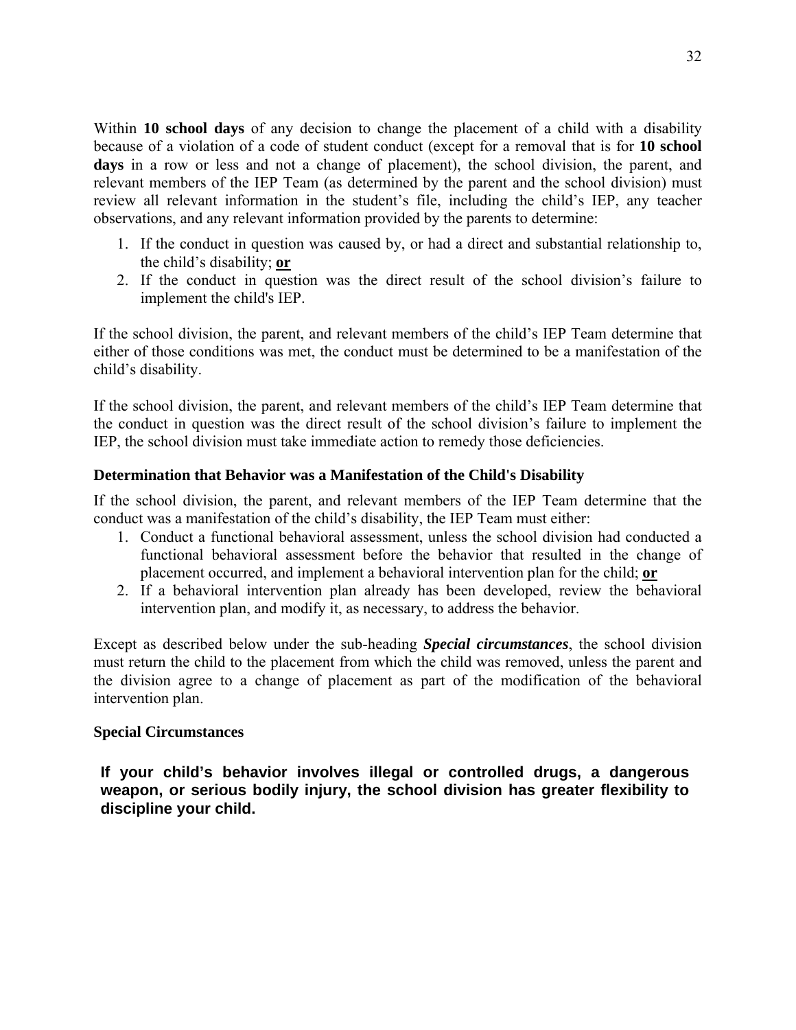Within **10 school days** of any decision to change the placement of a child with a disability because of a violation of a code of student conduct (except for a removal that is for **10 school days** in a row or less and not a change of placement), the school division, the parent, and relevant members of the IEP Team (as determined by the parent and the school division) must review all relevant information in the student's file, including the child's IEP, any teacher observations, and any relevant information provided by the parents to determine:

1. If the conduct in question was caused by, or had a direct and substantial relationship to, the child's disability; **or**
2. If the conduct in question was the direct result of the school division's failure to implement the child's IEP.

If the school division, the parent, and relevant members of the child's IEP Team determine that either of those conditions was met, the conduct must be determined to be a manifestation of the child's disability.

If the school division, the parent, and relevant members of the child's IEP Team determine that the conduct in question was the direct result of the school division's failure to implement the IEP, the school division must take immediate action to remedy those deficiencies.

### Determination that Behavior was a Manifestation of the Child's Disability

If the school division, the parent, and relevant members of the IEP Team determine that the conduct was a manifestation of the child's disability, the IEP Team must either:

1. Conduct a functional behavioral assessment, unless the school division had conducted a functional behavioral assessment before the behavior that resulted in the change of placement occurred, and implement a behavioral intervention plan for the child; **or**
2. If a behavioral intervention plan already has been developed, review the behavioral intervention plan, and modify it, as necessary, to address the behavior.

Except as described below under the sub-heading ***Special circumstances***, the school division must return the child to the placement from which the child was removed, unless the parent and the division agree to a change of placement as part of the modification of the behavioral intervention plan.

### Special Circumstances

**If your child's behavior involves illegal or controlled drugs, a dangerous weapon, or serious bodily injury, the school division has greater flexibility to discipline your child.**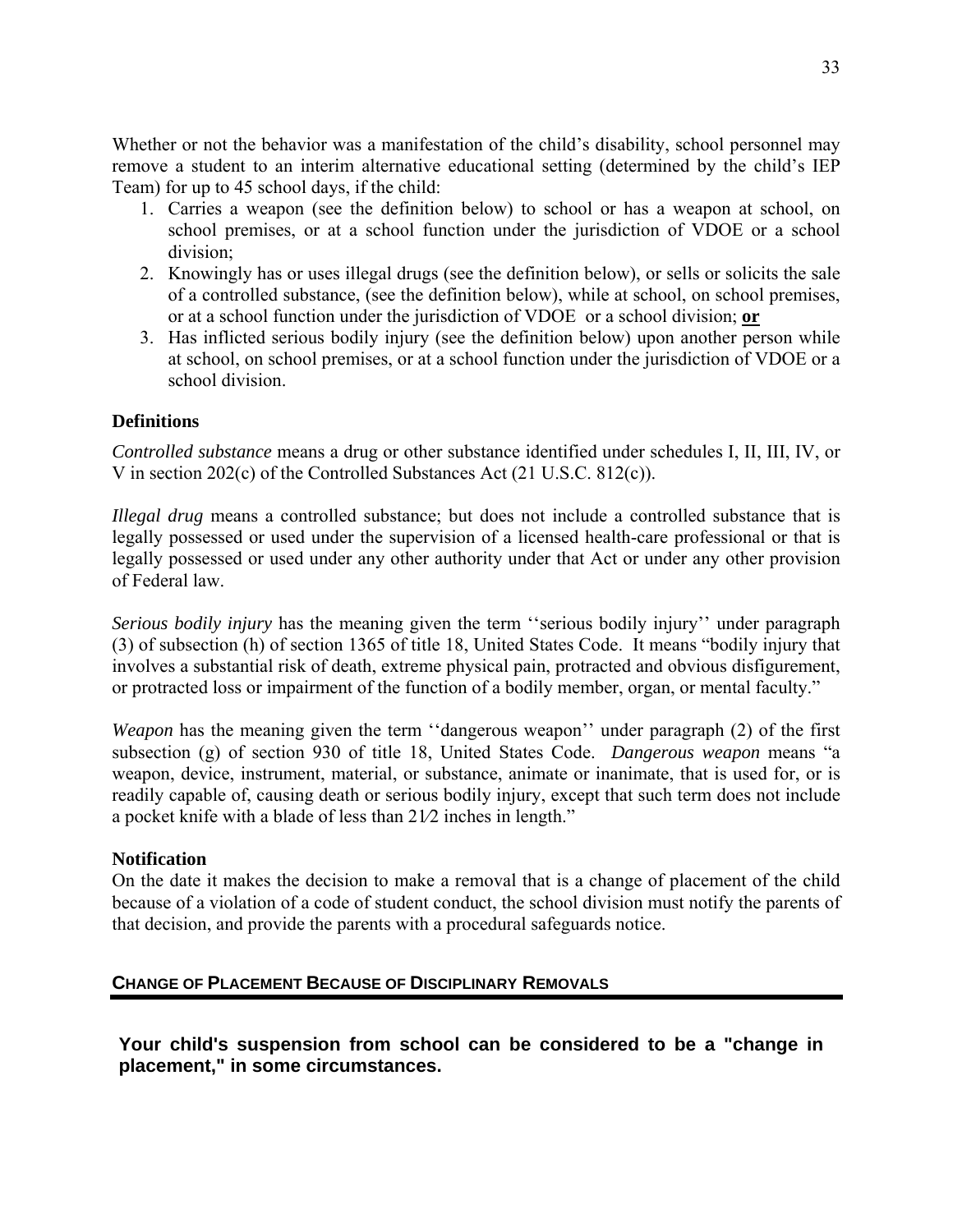Whether or not the behavior was a manifestation of the child's disability, school personnel may remove a student to an interim alternative educational setting (determined by the child's IEP Team) for up to 45 school days, if the child:

1. Carries a weapon (see the definition below) to school or has a weapon at school, on school premises, or at a school function under the jurisdiction of VDOE or a school division;
2. Knowingly has or uses illegal drugs (see the definition below), or sells or solicits the sale of a controlled substance, (see the definition below), while at school, on school premises, or at a school function under the jurisdiction of VDOE or a school division; **or**
3. Has inflicted serious bodily injury (see the definition below) upon another person while at school, on school premises, or at a school function under the jurisdiction of VDOE or a school division.

### Definitions

*Controlled substance* means a drug or other substance identified under schedules I, II, III, IV, or V in section 202(c) of the Controlled Substances Act (21 U.S.C. 812(c)).

*Illegal drug* means a controlled substance; but does not include a controlled substance that is legally possessed or used under the supervision of a licensed health-care professional or that is legally possessed or used under any other authority under that Act or under any other provision of Federal law.

*Serious bodily injury* has the meaning given the term ''serious bodily injury'' under paragraph (3) of subsection (h) of section 1365 of title 18, United States Code. It means "bodily injury that involves a substantial risk of death, extreme physical pain, protracted and obvious disfigurement, or protracted loss or impairment of the function of a bodily member, organ, or mental faculty."

*Weapon* has the meaning given the term ''dangerous weapon'' under paragraph (2) of the first subsection (g) of section 930 of title 18, United States Code. *Dangerous weapon* means "a weapon, device, instrument, material, or substance, animate or inanimate, that is used for, or is readily capable of, causing death or serious bodily injury, except that such term does not include a pocket knife with a blade of less than 2½ inches in length."

### Notification

On the date it makes the decision to make a removal that is a change of placement of the child because of a violation of a code of student conduct, the school division must notify the parents of that decision, and provide the parents with a procedural safeguards notice.

## CHANGE OF PLACEMENT BECAUSE OF DISCIPLINARY REMOVALS

**Your child's suspension from school can be considered to be a "change in placement," in some circumstances.**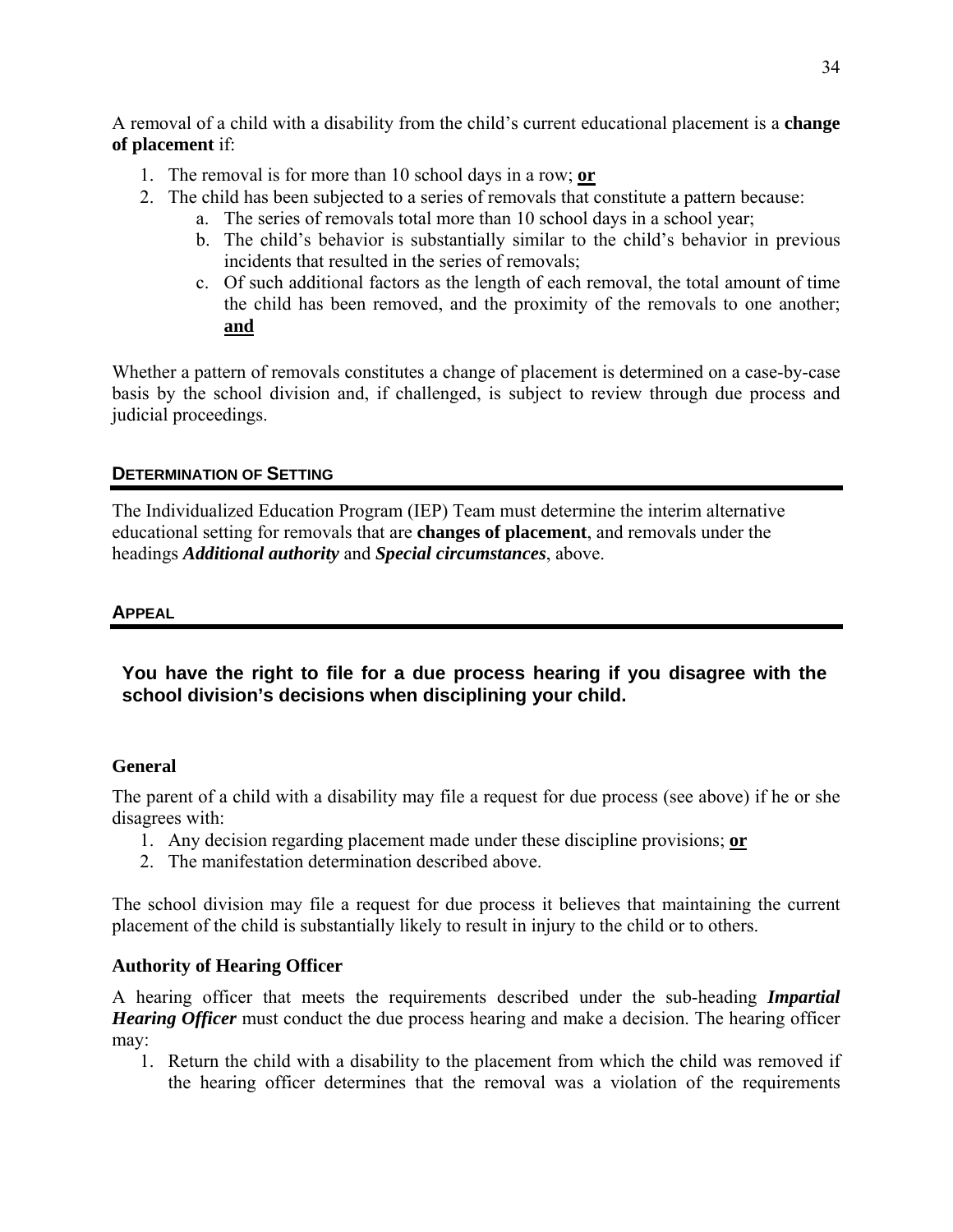A removal of a child with a disability from the child's current educational placement is a **change of placement** if:

1. The removal is for more than 10 school days in a row; **or**
2. The child has been subjected to a series of removals that constitute a pattern because:
   a. The series of removals total more than 10 school days in a school year;
   b. The child's behavior is substantially similar to the child's behavior in previous incidents that resulted in the series of removals;
   c. Of such additional factors as the length of each removal, the total amount of time the child has been removed, and the proximity of the removals to one another; **and**

Whether a pattern of removals constitutes a change of placement is determined on a case-by-case basis by the school division and, if challenged, is subject to review through due process and judicial proceedings.

## DETERMINATION OF SETTING

The Individualized Education Program (IEP) Team must determine the interim alternative educational setting for removals that are **changes of placement**, and removals under the headings ***Additional authority*** and ***Special circumstances***, above.

## APPEAL

**You have the right to file for a due process hearing if you disagree with the school division's decisions when disciplining your child.**

### General

The parent of a child with a disability may file a request for due process (see above) if he or she disagrees with:

1. Any decision regarding placement made under these discipline provisions; **or**
2. The manifestation determination described above.

The school division may file a request for due process it believes that maintaining the current placement of the child is substantially likely to result in injury to the child or to others.

### Authority of Hearing Officer

A hearing officer that meets the requirements described under the sub-heading ***Impartial Hearing Officer*** must conduct the due process hearing and make a decision. The hearing officer may:

1. Return the child with a disability to the placement from which the child was removed if the hearing officer determines that the removal was a violation of the requirements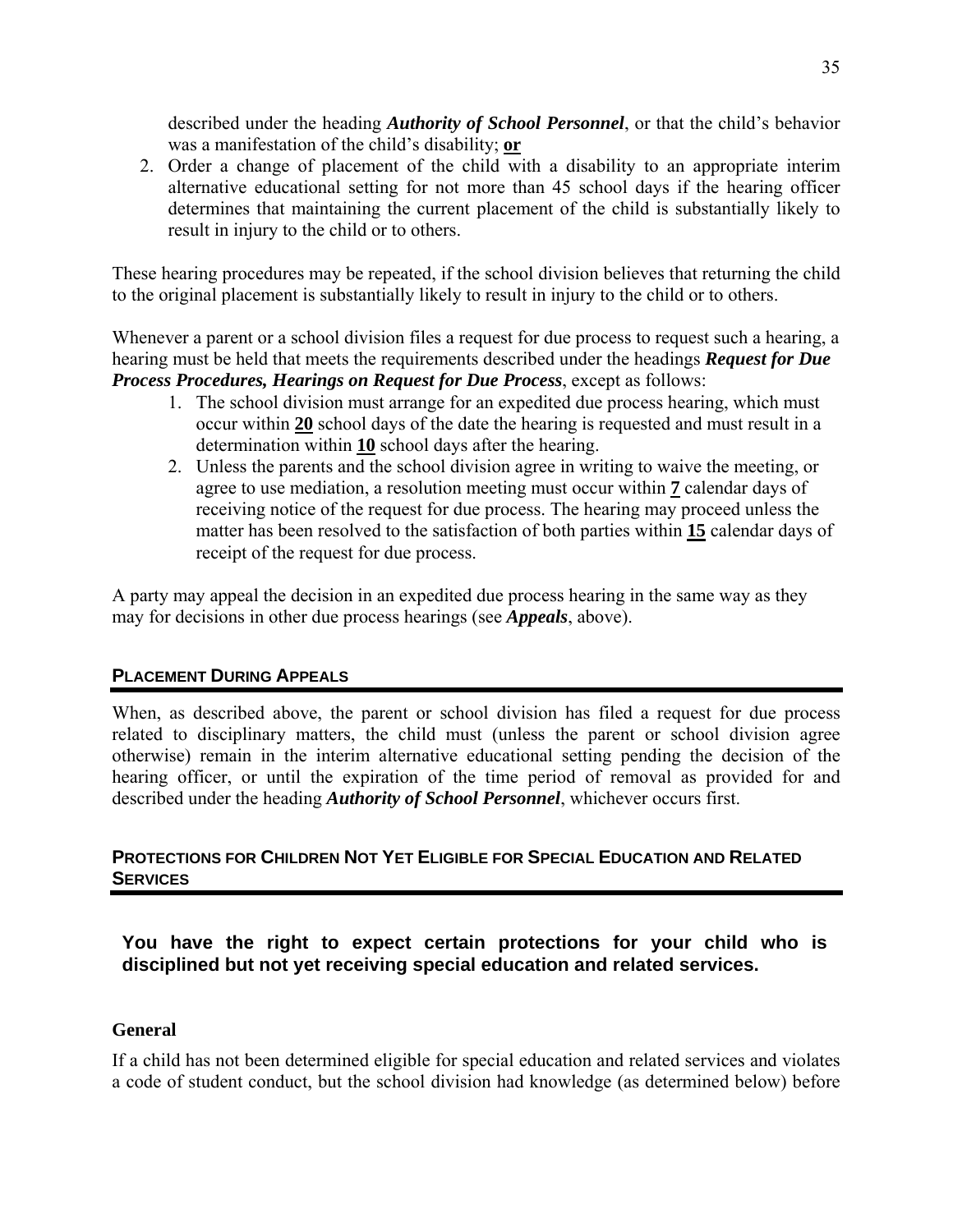described under the heading ***Authority of School Personnel***, or that the child's behavior was a manifestation of the child's disability; **or**

2. Order a change of placement of the child with a disability to an appropriate interim alternative educational setting for not more than 45 school days if the hearing officer determines that maintaining the current placement of the child is substantially likely to result in injury to the child or to others.

These hearing procedures may be repeated, if the school division believes that returning the child to the original placement is substantially likely to result in injury to the child or to others.

Whenever a parent or a school division files a request for due process to request such a hearing, a hearing must be held that meets the requirements described under the headings ***Request for Due Process Procedures, Hearings on Request for Due Process***, except as follows:

1. The school division must arrange for an expedited due process hearing, which must occur within **20** school days of the date the hearing is requested and must result in a determination within **10** school days after the hearing.
2. Unless the parents and the school division agree in writing to waive the meeting, or agree to use mediation, a resolution meeting must occur within **7** calendar days of receiving notice of the request for due process. The hearing may proceed unless the matter has been resolved to the satisfaction of both parties within **15** calendar days of receipt of the request for due process.

A party may appeal the decision in an expedited due process hearing in the same way as they may for decisions in other due process hearings (see ***Appeals***, above).

## PLACEMENT DURING APPEALS

When, as described above, the parent or school division has filed a request for due process related to disciplinary matters, the child must (unless the parent or school division agree otherwise) remain in the interim alternative educational setting pending the decision of the hearing officer, or until the expiration of the time period of removal as provided for and described under the heading ***Authority of School Personnel***, whichever occurs first.

## PROTECTIONS FOR CHILDREN NOT YET ELIGIBLE FOR SPECIAL EDUCATION AND RELATED SERVICES

**You have the right to expect certain protections for your child who is disciplined but not yet receiving special education and related services.**

### General

If a child has not been determined eligible for special education and related services and violates a code of student conduct, but the school division had knowledge (as determined below) before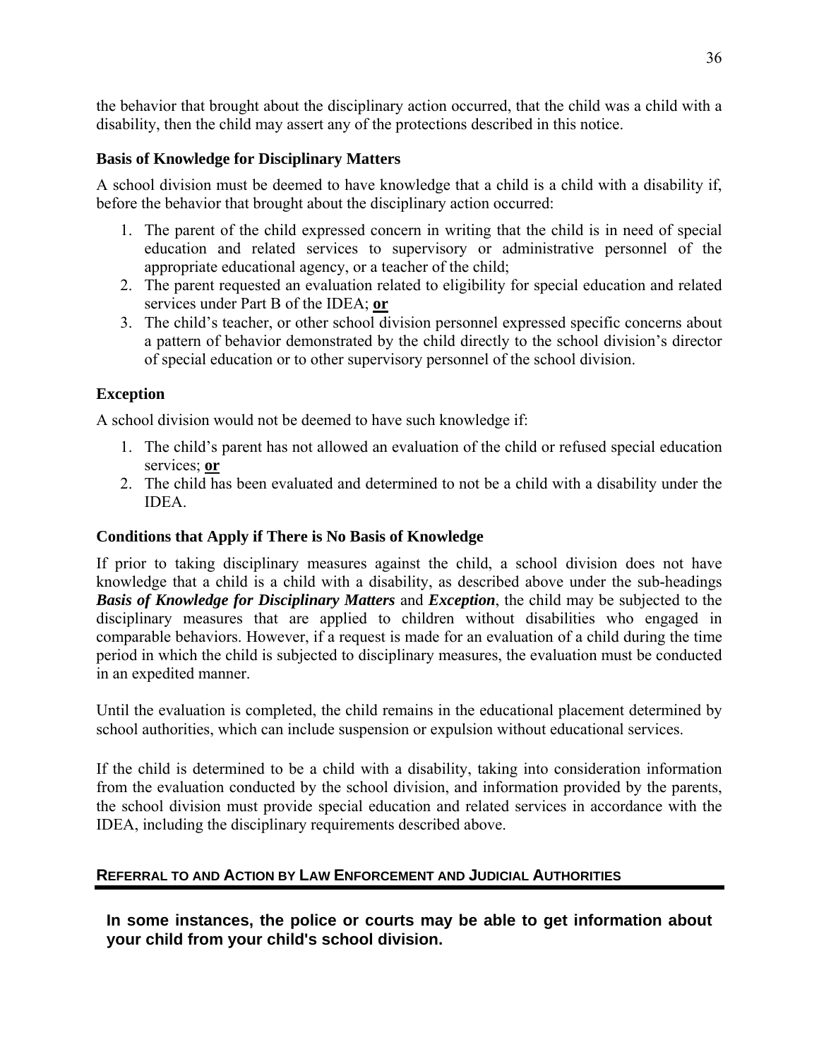the behavior that brought about the disciplinary action occurred, that the child was a child with a disability, then the child may assert any of the protections described in this notice.

### Basis of Knowledge for Disciplinary Matters

A school division must be deemed to have knowledge that a child is a child with a disability if, before the behavior that brought about the disciplinary action occurred:

1. The parent of the child expressed concern in writing that the child is in need of special education and related services to supervisory or administrative personnel of the appropriate educational agency, or a teacher of the child;
2. The parent requested an evaluation related to eligibility for special education and related services under Part B of the IDEA; **or**
3. The child's teacher, or other school division personnel expressed specific concerns about a pattern of behavior demonstrated by the child directly to the school division's director of special education or to other supervisory personnel of the school division.

### Exception

A school division would not be deemed to have such knowledge if:

1. The child's parent has not allowed an evaluation of the child or refused special education services; **or**
2. The child has been evaluated and determined to not be a child with a disability under the IDEA.

### Conditions that Apply if There is No Basis of Knowledge

If prior to taking disciplinary measures against the child, a school division does not have knowledge that a child is a child with a disability, as described above under the sub-headings ***Basis of Knowledge for Disciplinary Matters*** and ***Exception***, the child may be subjected to the disciplinary measures that are applied to children without disabilities who engaged in comparable behaviors. However, if a request is made for an evaluation of a child during the time period in which the child is subjected to disciplinary measures, the evaluation must be conducted in an expedited manner.

Until the evaluation is completed, the child remains in the educational placement determined by school authorities, which can include suspension or expulsion without educational services.

If the child is determined to be a child with a disability, taking into consideration information from the evaluation conducted by the school division, and information provided by the parents, the school division must provide special education and related services in accordance with the IDEA, including the disciplinary requirements described above.

## REFERRAL TO AND ACTION BY LAW ENFORCEMENT AND JUDICIAL AUTHORITIES

**In some instances, the police or courts may be able to get information about your child from your child's school division.**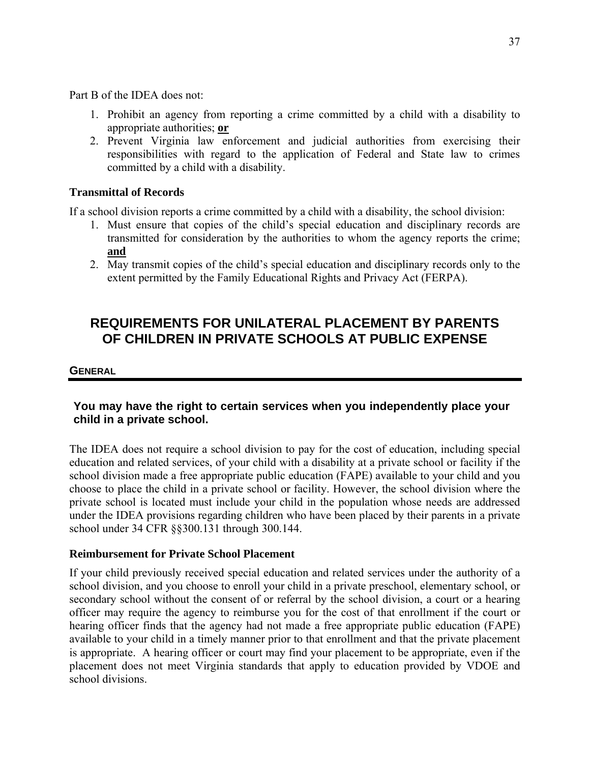Part B of the IDEA does not:

1. Prohibit an agency from reporting a crime committed by a child with a disability to appropriate authorities; **or**
2. Prevent Virginia law enforcement and judicial authorities from exercising their responsibilities with regard to the application of Federal and State law to crimes committed by a child with a disability.

### Transmittal of Records

If a school division reports a crime committed by a child with a disability, the school division:

1. Must ensure that copies of the child's special education and disciplinary records are transmitted for consideration by the authorities to whom the agency reports the crime; **and**
2. May transmit copies of the child's special education and disciplinary records only to the extent permitted by the Family Educational Rights and Privacy Act (FERPA).

# REQUIREMENTS FOR UNILATERAL PLACEMENT BY PARENTS OF CHILDREN IN PRIVATE SCHOOLS AT PUBLIC EXPENSE

## GENERAL

**You may have the right to certain services when you independently place your child in a private school.**

The IDEA does not require a school division to pay for the cost of education, including special education and related services, of your child with a disability at a private school or facility if the school division made a free appropriate public education (FAPE) available to your child and you choose to place the child in a private school or facility. However, the school division where the private school is located must include your child in the population whose needs are addressed under the IDEA provisions regarding children who have been placed by their parents in a private school under 34 CFR §§300.131 through 300.144.

### Reimbursement for Private School Placement

If your child previously received special education and related services under the authority of a school division, and you choose to enroll your child in a private preschool, elementary school, or secondary school without the consent of or referral by the school division, a court or a hearing officer may require the agency to reimburse you for the cost of that enrollment if the court or hearing officer finds that the agency had not made a free appropriate public education (FAPE) available to your child in a timely manner prior to that enrollment and that the private placement is appropriate. A hearing officer or court may find your placement to be appropriate, even if the placement does not meet Virginia standards that apply to education provided by VDOE and school divisions.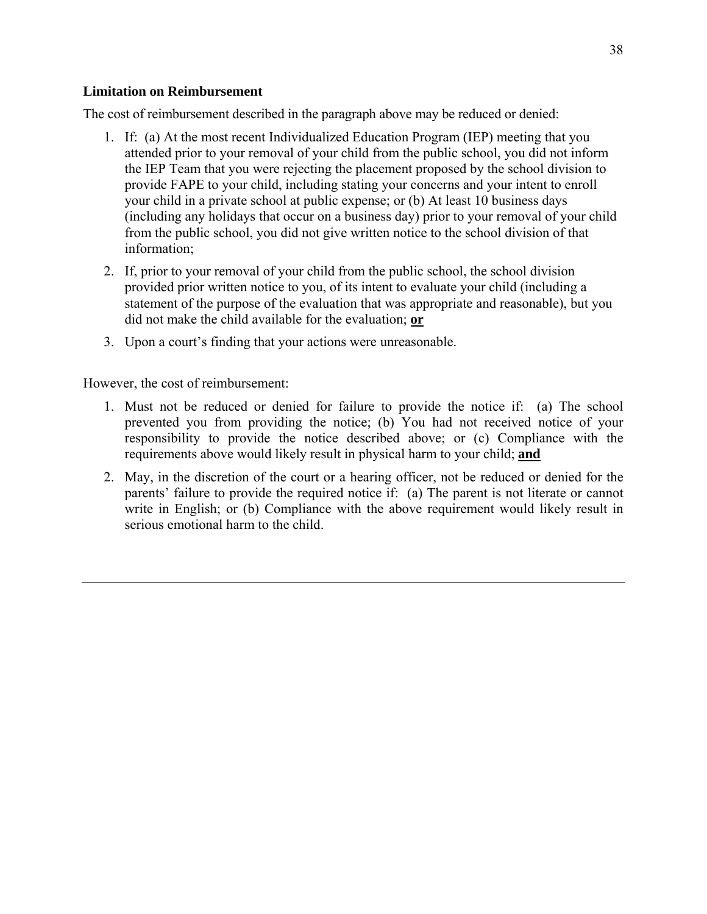### Limitation on Reimbursement

The cost of reimbursement described in the paragraph above may be reduced or denied:

1. If: (a) At the most recent Individualized Education Program (IEP) meeting that you attended prior to your removal of your child from the public school, you did not inform the IEP Team that you were rejecting the placement proposed by the school division to provide FAPE to your child, including stating your concerns and your intent to enroll your child in a private school at public expense; or (b) At least 10 business days (including any holidays that occur on a business day) prior to your removal of your child from the public school, you did not give written notice to the school division of that information;
2. If, prior to your removal of your child from the public school, the school division provided prior written notice to you, of its intent to evaluate your child (including a statement of the purpose of the evaluation that was appropriate and reasonable), but you did not make the child available for the evaluation; **<u>or</u>**
3. Upon a court's finding that your actions were unreasonable.

However, the cost of reimbursement:

1. Must not be reduced or denied for failure to provide the notice if: (a) The school prevented you from providing the notice; (b) You had not received notice of your responsibility to provide the notice described above; or (c) Compliance with the requirements above would likely result in physical harm to your child; **<u>and</u>**
2. May, in the discretion of the court or a hearing officer, not be reduced or denied for the parents' failure to provide the required notice if: (a) The parent is not literate or cannot write in English; or (b) Compliance with the above requirement would likely result in serious emotional harm to the child.